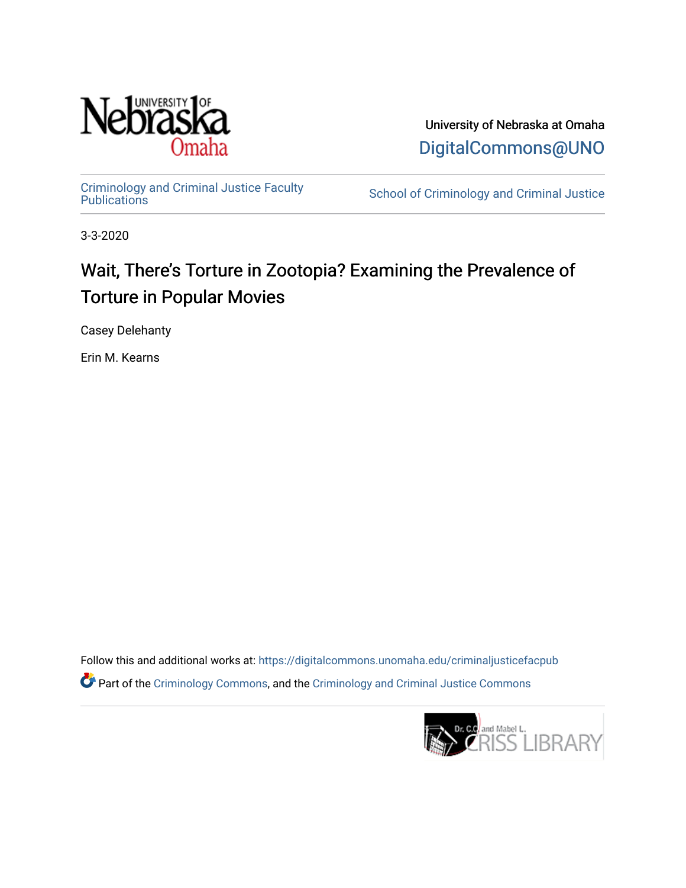University of Nebraska at Omaha

DigitalCommons@UNO

Criminology and Criminal Justice Faculty Publications

School of Criminology and Criminal Justice

3-3-2020

# Wait, There's Torture in Zootopia? Examining the Prevalence of Torture in Popular Movies

Casey Delehanty

Erin M. Kearns

Follow this and additional works at: https://digitalcommons.unomaha.edu/criminaljusticefacpub

Part of the Criminology Commons, and the Criminology and Criminal Justice Commons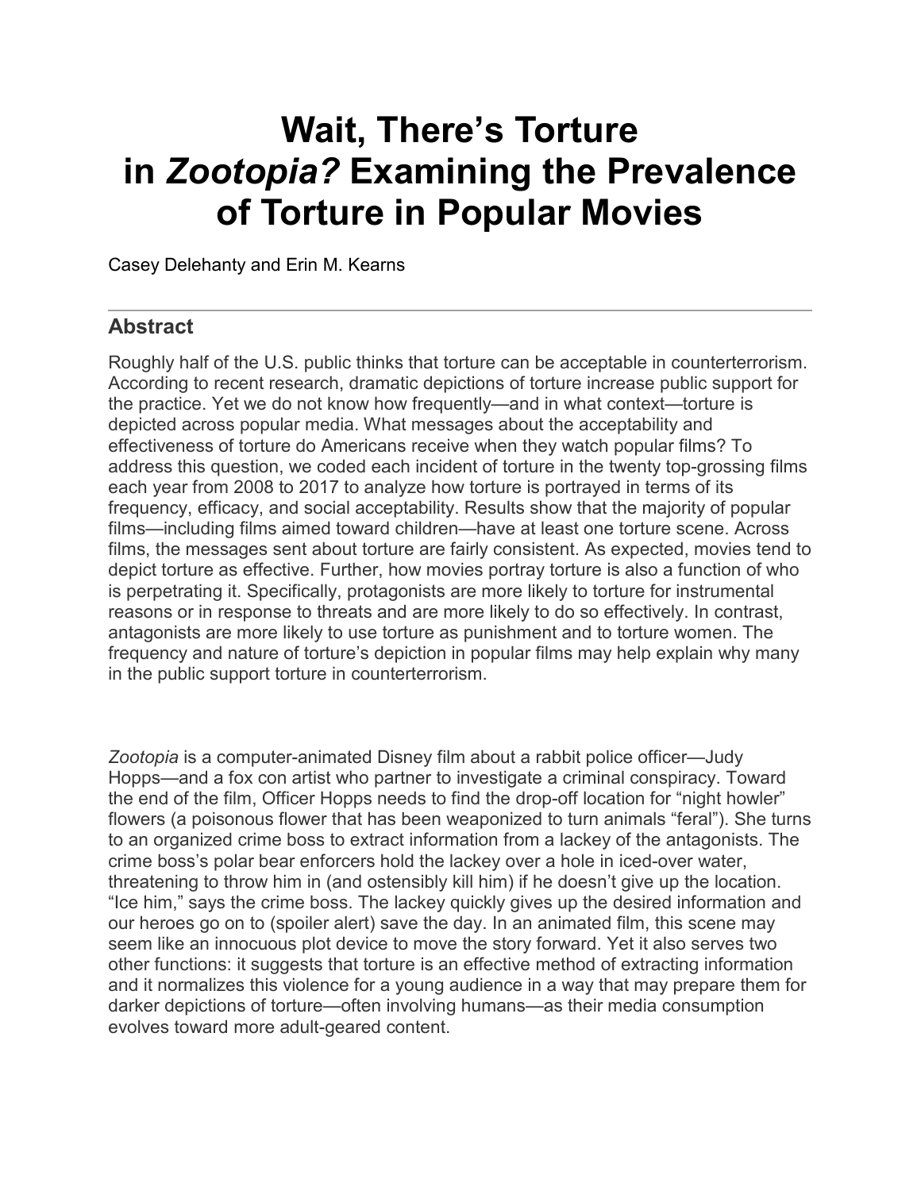# Wait, There's Torture in *Zootopia?* Examining the Prevalence of Torture in Popular Movies

Casey Delehanty and Erin M. Kearns

## Abstract

Roughly half of the U.S. public thinks that torture can be acceptable in counterterrorism. According to recent research, dramatic depictions of torture increase public support for the practice. Yet we do not know how frequently—and in what context—torture is depicted across popular media. What messages about the acceptability and effectiveness of torture do Americans receive when they watch popular films? To address this question, we coded each incident of torture in the twenty top-grossing films each year from 2008 to 2017 to analyze how torture is portrayed in terms of its frequency, efficacy, and social acceptability. Results show that the majority of popular films—including films aimed toward children—have at least one torture scene. Across films, the messages sent about torture are fairly consistent. As expected, movies tend to depict torture as effective. Further, how movies portray torture is also a function of who is perpetrating it. Specifically, protagonists are more likely to torture for instrumental reasons or in response to threats and are more likely to do so effectively. In contrast, antagonists are more likely to use torture as punishment and to torture women. The frequency and nature of torture's depiction in popular films may help explain why many in the public support torture in counterterrorism.

*Zootopia* is a computer-animated Disney film about a rabbit police officer—Judy Hopps—and a fox con artist who partner to investigate a criminal conspiracy. Toward the end of the film, Officer Hopps needs to find the drop-off location for "night howler" flowers (a poisonous flower that has been weaponized to turn animals "feral"). She turns to an organized crime boss to extract information from a lackey of the antagonists. The crime boss's polar bear enforcers hold the lackey over a hole in iced-over water, threatening to throw him in (and ostensibly kill him) if he doesn't give up the location. "Ice him," says the crime boss. The lackey quickly gives up the desired information and our heroes go on to (spoiler alert) save the day. In an animated film, this scene may seem like an innocuous plot device to move the story forward. Yet it also serves two other functions: it suggests that torture is an effective method of extracting information and it normalizes this violence for a young audience in a way that may prepare them for darker depictions of torture—often involving humans—as their media consumption evolves toward more adult-geared content.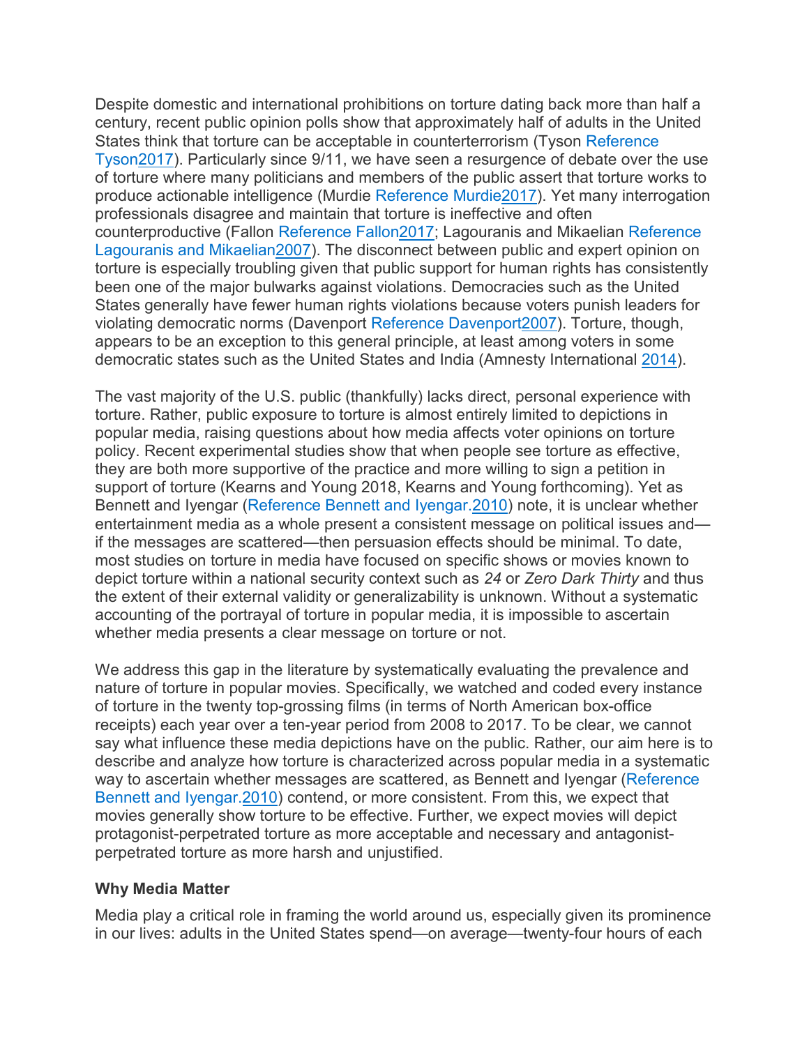Despite domestic and international prohibitions on torture dating back more than half a century, recent public opinion polls show that approximately half of adults in the United States think that torture can be acceptable in counterterrorism (Tyson Reference Tyson2017). Particularly since 9/11, we have seen a resurgence of debate over the use of torture where many politicians and members of the public assert that torture works to produce actionable intelligence (Murdie Reference Murdie2017). Yet many interrogation professionals disagree and maintain that torture is ineffective and often counterproductive (Fallon Reference Fallon2017; Lagouranis and Mikaelian Reference Lagouranis and Mikaelian2007). The disconnect between public and expert opinion on torture is especially troubling given that public support for human rights has consistently been one of the major bulwarks against violations. Democracies such as the United States generally have fewer human rights violations because voters punish leaders for violating democratic norms (Davenport Reference Davenport2007). Torture, though, appears to be an exception to this general principle, at least among voters in some democratic states such as the United States and India (Amnesty International 2014).

The vast majority of the U.S. public (thankfully) lacks direct, personal experience with torture. Rather, public exposure to torture is almost entirely limited to depictions in popular media, raising questions about how media affects voter opinions on torture policy. Recent experimental studies show that when people see torture as effective, they are both more supportive of the practice and more willing to sign a petition in support of torture (Kearns and Young 2018, Kearns and Young forthcoming). Yet as Bennett and Iyengar (Reference Bennett and Iyengar.2010) note, it is unclear whether entertainment media as a whole present a consistent message on political issues and—if the messages are scattered—then persuasion effects should be minimal. To date, most studies on torture in media have focused on specific shows or movies known to depict torture within a national security context such as *24* or *Zero Dark Thirty* and thus the extent of their external validity or generalizability is unknown. Without a systematic accounting of the portrayal of torture in popular media, it is impossible to ascertain whether media presents a clear message on torture or not.

We address this gap in the literature by systematically evaluating the prevalence and nature of torture in popular movies. Specifically, we watched and coded every instance of torture in the twenty top-grossing films (in terms of North American box-office receipts) each year over a ten-year period from 2008 to 2017. To be clear, we cannot say what influence these media depictions have on the public. Rather, our aim here is to describe and analyze how torture is characterized across popular media in a systematic way to ascertain whether messages are scattered, as Bennett and Iyengar (Reference Bennett and Iyengar.2010) contend, or more consistent. From this, we expect that movies generally show torture to be effective. Further, we expect movies will depict protagonist-perpetrated torture as more acceptable and necessary and antagonist-perpetrated torture as more harsh and unjustified.

**Why Media Matter**

Media play a critical role in framing the world around us, especially given its prominence in our lives: adults in the United States spend—on average—twenty-four hours of each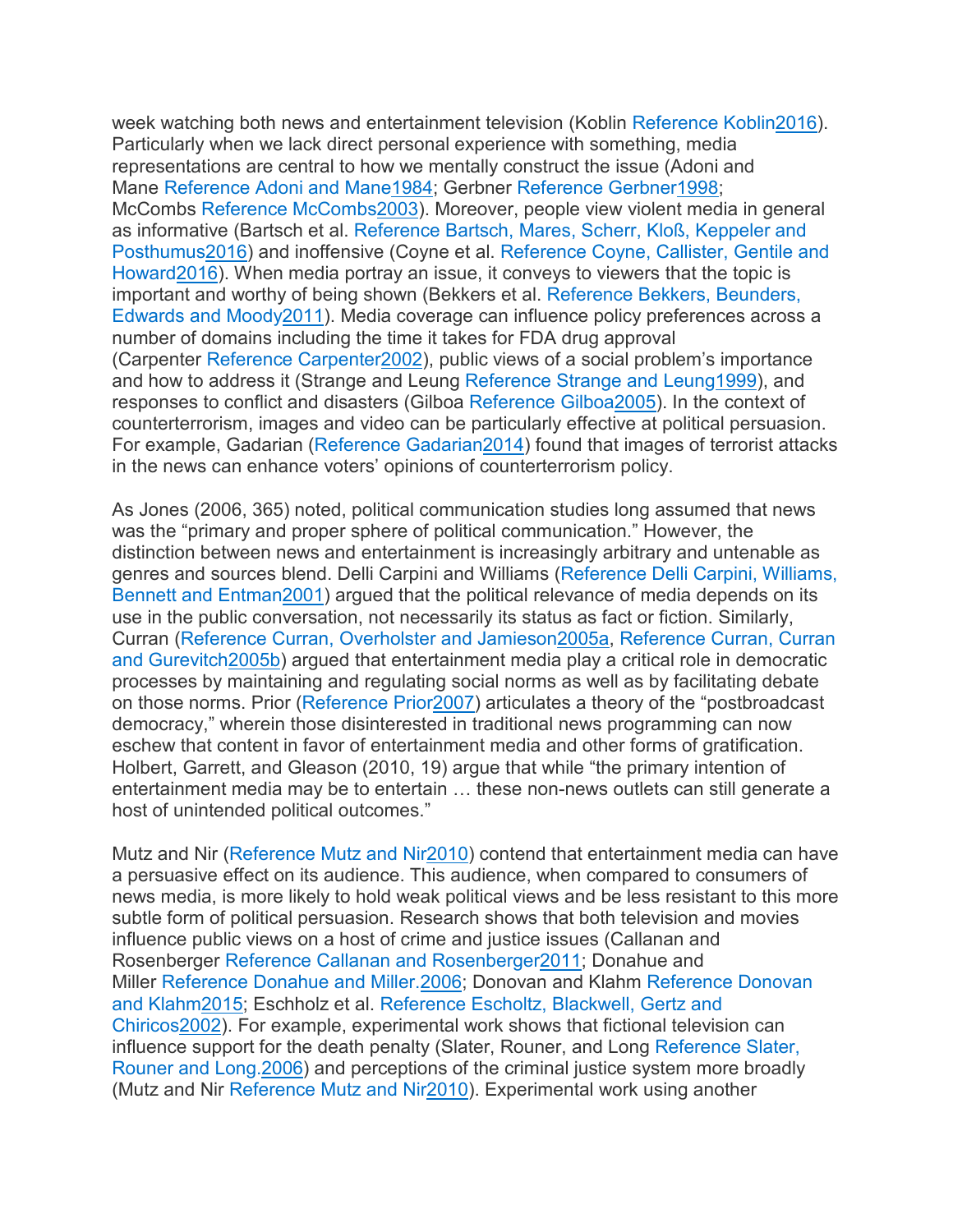week watching both news and entertainment television (Koblin Reference Koblin2016). Particularly when we lack direct personal experience with something, media representations are central to how we mentally construct the issue (Adoni and Mane Reference Adoni and Mane1984; Gerbner Reference Gerbner1998; McCombs Reference McCombs2003). Moreover, people view violent media in general as informative (Bartsch et al. Reference Bartsch, Mares, Scherr, Kloß, Keppeler and Posthumus2016) and inoffensive (Coyne et al. Reference Coyne, Callister, Gentile and Howard2016). When media portray an issue, it conveys to viewers that the topic is important and worthy of being shown (Bekkers et al. Reference Bekkers, Beunders, Edwards and Moody2011). Media coverage can influence policy preferences across a number of domains including the time it takes for FDA drug approval (Carpenter Reference Carpenter2002), public views of a social problem's importance and how to address it (Strange and Leung Reference Strange and Leung1999), and responses to conflict and disasters (Gilboa Reference Gilboa2005). In the context of counterterrorism, images and video can be particularly effective at political persuasion. For example, Gadarian (Reference Gadarian2014) found that images of terrorist attacks in the news can enhance voters' opinions of counterterrorism policy.

As Jones (2006, 365) noted, political communication studies long assumed that news was the "primary and proper sphere of political communication." However, the distinction between news and entertainment is increasingly arbitrary and untenable as genres and sources blend. Delli Carpini and Williams (Reference Delli Carpini, Williams, Bennett and Entman2001) argued that the political relevance of media depends on its use in the public conversation, not necessarily its status as fact or fiction. Similarly, Curran (Reference Curran, Overholster and Jamieson2005a, Reference Curran, Curran and Gurevitch2005b) argued that entertainment media play a critical role in democratic processes by maintaining and regulating social norms as well as by facilitating debate on those norms. Prior (Reference Prior2007) articulates a theory of the "postbroadcast democracy," wherein those disinterested in traditional news programming can now eschew that content in favor of entertainment media and other forms of gratification. Holbert, Garrett, and Gleason (2010, 19) argue that while "the primary intention of entertainment media may be to entertain … these non-news outlets can still generate a host of unintended political outcomes."

Mutz and Nir (Reference Mutz and Nir2010) contend that entertainment media can have a persuasive effect on its audience. This audience, when compared to consumers of news media, is more likely to hold weak political views and be less resistant to this more subtle form of political persuasion. Research shows that both television and movies influence public views on a host of crime and justice issues (Callanan and Rosenberger Reference Callanan and Rosenberger2011; Donahue and Miller Reference Donahue and Miller.2006; Donovan and Klahm Reference Donovan and Klahm2015; Eschholz et al. Reference Escholtz, Blackwell, Gertz and Chiricos2002). For example, experimental work shows that fictional television can influence support for the death penalty (Slater, Rouner, and Long Reference Slater, Rouner and Long.2006) and perceptions of the criminal justice system more broadly (Mutz and Nir Reference Mutz and Nir2010). Experimental work using another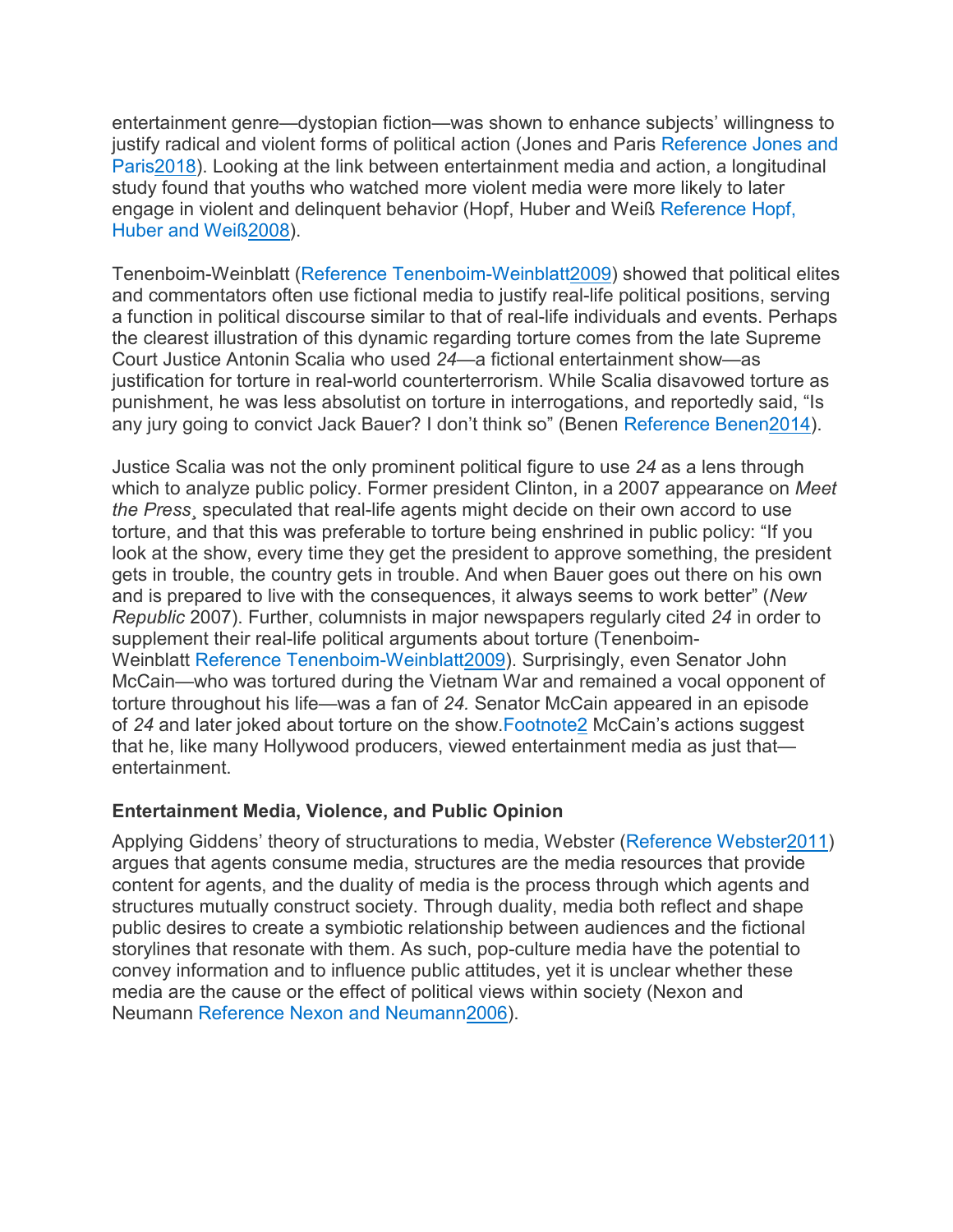entertainment genre—dystopian fiction—was shown to enhance subjects' willingness to justify radical and violent forms of political action (Jones and Paris Reference Jones and Paris2018). Looking at the link between entertainment media and action, a longitudinal study found that youths who watched more violent media were more likely to later engage in violent and delinquent behavior (Hopf, Huber and Weiß Reference Hopf, Huber and Weiß2008).

Tenenboim-Weinblatt (Reference Tenenboim-Weinblatt2009) showed that political elites and commentators often use fictional media to justify real-life political positions, serving a function in political discourse similar to that of real-life individuals and events. Perhaps the clearest illustration of this dynamic regarding torture comes from the late Supreme Court Justice Antonin Scalia who used *24*—a fictional entertainment show—as justification for torture in real-world counterterrorism. While Scalia disavowed torture as punishment, he was less absolutist on torture in interrogations, and reportedly said, "Is any jury going to convict Jack Bauer? I don't think so" (Benen Reference Benen2014).

Justice Scalia was not the only prominent political figure to use *24* as a lens through which to analyze public policy. Former president Clinton, in a 2007 appearance on *Meet the Press*¸ speculated that real-life agents might decide on their own accord to use torture, and that this was preferable to torture being enshrined in public policy: "If you look at the show, every time they get the president to approve something, the president gets in trouble, the country gets in trouble. And when Bauer goes out there on his own and is prepared to live with the consequences, it always seems to work better" (*New Republic* 2007). Further, columnists in major newspapers regularly cited *24* in order to supplement their real-life political arguments about torture (Tenenboim-Weinblatt Reference Tenenboim-Weinblatt2009). Surprisingly, even Senator John McCain—who was tortured during the Vietnam War and remained a vocal opponent of torture throughout his life—was a fan of *24.* Senator McCain appeared in an episode of *24* and later joked about torture on the show.Footnote2 McCain's actions suggest that he, like many Hollywood producers, viewed entertainment media as just that—entertainment.

### Entertainment Media, Violence, and Public Opinion

Applying Giddens' theory of structurations to media, Webster (Reference Webster2011) argues that agents consume media, structures are the media resources that provide content for agents, and the duality of media is the process through which agents and structures mutually construct society. Through duality, media both reflect and shape public desires to create a symbiotic relationship between audiences and the fictional storylines that resonate with them. As such, pop-culture media have the potential to convey information and to influence public attitudes, yet it is unclear whether these media are the cause or the effect of political views within society (Nexon and Neumann Reference Nexon and Neumann2006).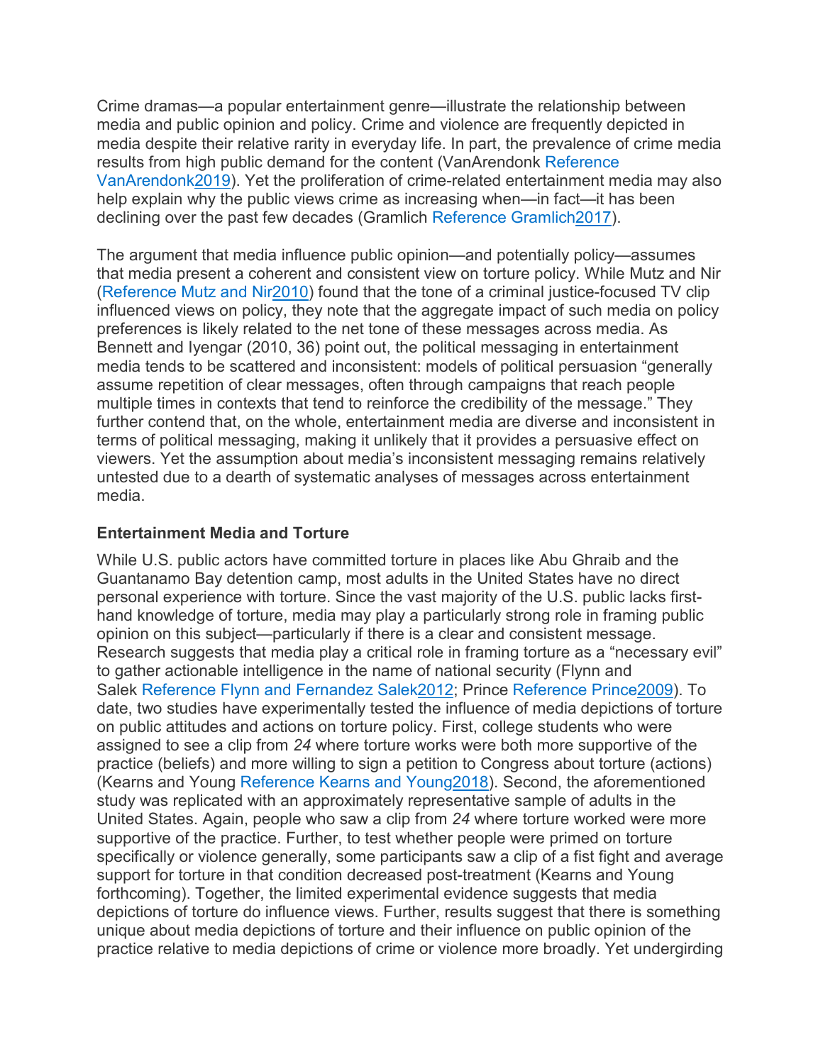Crime dramas—a popular entertainment genre—illustrate the relationship between media and public opinion and policy. Crime and violence are frequently depicted in media despite their relative rarity in everyday life. In part, the prevalence of crime media results from high public demand for the content (VanArendonk Reference VanArendonk2019). Yet the proliferation of crime-related entertainment media may also help explain why the public views crime as increasing when—in fact—it has been declining over the past few decades (Gramlich Reference Gramlich2017).

The argument that media influence public opinion—and potentially policy—assumes that media present a coherent and consistent view on torture policy. While Mutz and Nir (Reference Mutz and Nir2010) found that the tone of a criminal justice-focused TV clip influenced views on policy, they note that the aggregate impact of such media on policy preferences is likely related to the net tone of these messages across media. As Bennett and Iyengar (2010, 36) point out, the political messaging in entertainment media tends to be scattered and inconsistent: models of political persuasion "generally assume repetition of clear messages, often through campaigns that reach people multiple times in contexts that tend to reinforce the credibility of the message." They further contend that, on the whole, entertainment media are diverse and inconsistent in terms of political messaging, making it unlikely that it provides a persuasive effect on viewers. Yet the assumption about media's inconsistent messaging remains relatively untested due to a dearth of systematic analyses of messages across entertainment media.

### Entertainment Media and Torture

While U.S. public actors have committed torture in places like Abu Ghraib and the Guantanamo Bay detention camp, most adults in the United States have no direct personal experience with torture. Since the vast majority of the U.S. public lacks first-hand knowledge of torture, media may play a particularly strong role in framing public opinion on this subject—particularly if there is a clear and consistent message. Research suggests that media play a critical role in framing torture as a "necessary evil" to gather actionable intelligence in the name of national security (Flynn and Salek Reference Flynn and Fernandez Salek2012; Prince Reference Prince2009). To date, two studies have experimentally tested the influence of media depictions of torture on public attitudes and actions on torture policy. First, college students who were assigned to see a clip from *24* where torture works were both more supportive of the practice (beliefs) and more willing to sign a petition to Congress about torture (actions) (Kearns and Young Reference Kearns and Young2018). Second, the aforementioned study was replicated with an approximately representative sample of adults in the United States. Again, people who saw a clip from *24* where torture worked were more supportive of the practice. Further, to test whether people were primed on torture specifically or violence generally, some participants saw a clip of a fist fight and average support for torture in that condition decreased post-treatment (Kearns and Young forthcoming). Together, the limited experimental evidence suggests that media depictions of torture do influence views. Further, results suggest that there is something unique about media depictions of torture and their influence on public opinion of the practice relative to media depictions of crime or violence more broadly. Yet undergirding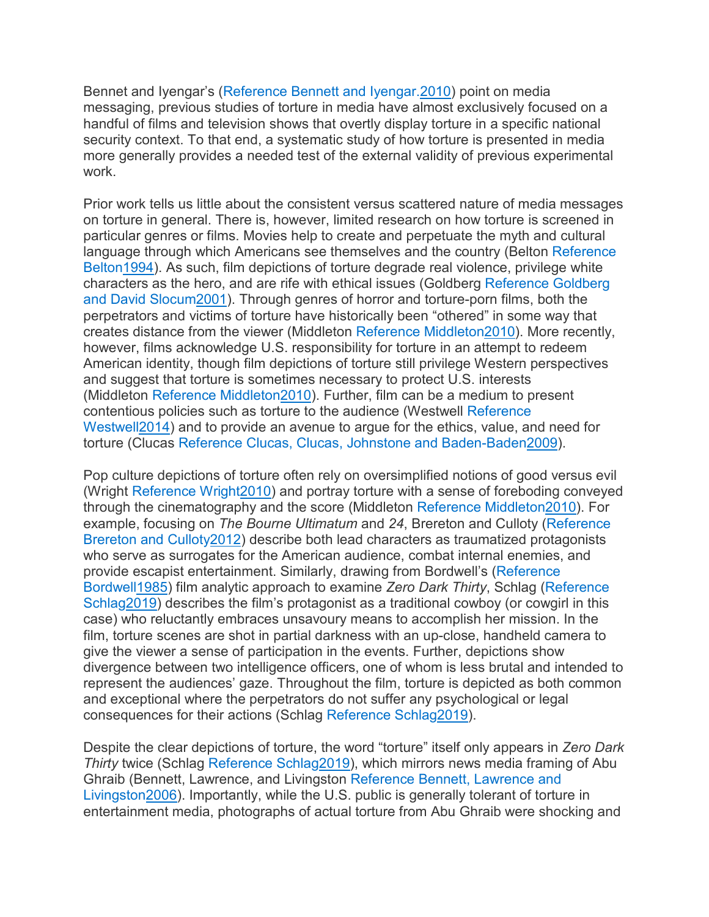Bennet and Iyengar's (Reference Bennett and Iyengar.2010) point on media messaging, previous studies of torture in media have almost exclusively focused on a handful of films and television shows that overtly display torture in a specific national security context. To that end, a systematic study of how torture is presented in media more generally provides a needed test of the external validity of previous experimental work.

Prior work tells us little about the consistent versus scattered nature of media messages on torture in general. There is, however, limited research on how torture is screened in particular genres or films. Movies help to create and perpetuate the myth and cultural language through which Americans see themselves and the country (Belton Reference Belton1994). As such, film depictions of torture degrade real violence, privilege white characters as the hero, and are rife with ethical issues (Goldberg Reference Goldberg and David Slocum2001). Through genres of horror and torture-porn films, both the perpetrators and victims of torture have historically been "othered" in some way that creates distance from the viewer (Middleton Reference Middleton2010). More recently, however, films acknowledge U.S. responsibility for torture in an attempt to redeem American identity, though film depictions of torture still privilege Western perspectives and suggest that torture is sometimes necessary to protect U.S. interests (Middleton Reference Middleton2010). Further, film can be a medium to present contentious policies such as torture to the audience (Westwell Reference Westwell2014) and to provide an avenue to argue for the ethics, value, and need for torture (Clucas Reference Clucas, Clucas, Johnstone and Baden-Baden2009).

Pop culture depictions of torture often rely on oversimplified notions of good versus evil (Wright Reference Wright2010) and portray torture with a sense of foreboding conveyed through the cinematography and the score (Middleton Reference Middleton2010). For example, focusing on *The Bourne Ultimatum* and *24*, Brereton and Culloty (Reference Brereton and Culloty2012) describe both lead characters as traumatized protagonists who serve as surrogates for the American audience, combat internal enemies, and provide escapist entertainment. Similarly, drawing from Bordwell's (Reference Bordwell1985) film analytic approach to examine *Zero Dark Thirty*, Schlag (Reference Schlag2019) describes the film's protagonist as a traditional cowboy (or cowgirl in this case) who reluctantly embraces unsavoury means to accomplish her mission. In the film, torture scenes are shot in partial darkness with an up-close, handheld camera to give the viewer a sense of participation in the events. Further, depictions show divergence between two intelligence officers, one of whom is less brutal and intended to represent the audiences' gaze. Throughout the film, torture is depicted as both common and exceptional where the perpetrators do not suffer any psychological or legal consequences for their actions (Schlag Reference Schlag2019).

Despite the clear depictions of torture, the word "torture" itself only appears in *Zero Dark Thirty* twice (Schlag Reference Schlag2019), which mirrors news media framing of Abu Ghraib (Bennett, Lawrence, and Livingston Reference Bennett, Lawrence and Livingston2006). Importantly, while the U.S. public is generally tolerant of torture in entertainment media, photographs of actual torture from Abu Ghraib were shocking and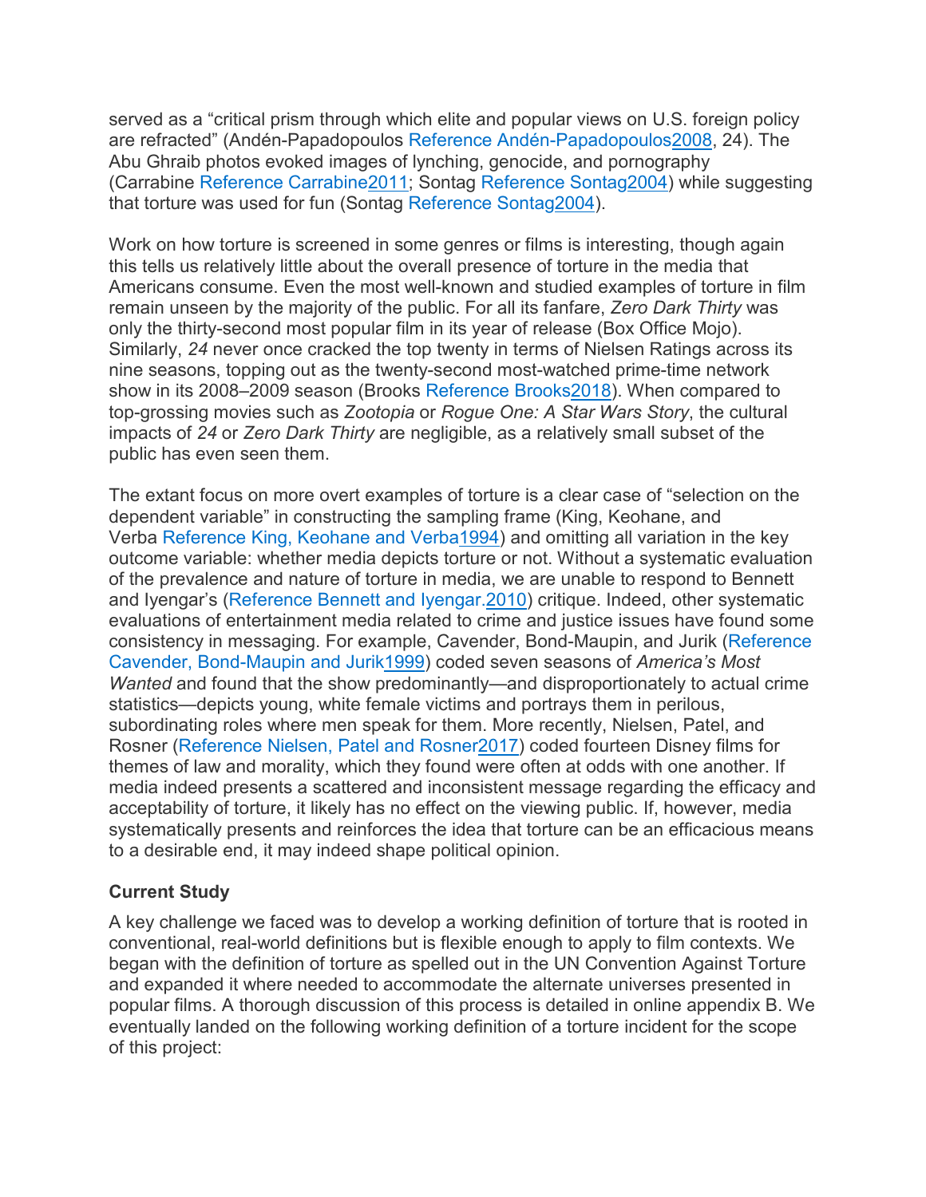served as a "critical prism through which elite and popular views on U.S. foreign policy are refracted" (Andén-Papadopoulos Reference Andén-Papadopoulos2008, 24). The Abu Ghraib photos evoked images of lynching, genocide, and pornography (Carrabine Reference Carrabine2011; Sontag Reference Sontag2004) while suggesting that torture was used for fun (Sontag Reference Sontag2004).

Work on how torture is screened in some genres or films is interesting, though again this tells us relatively little about the overall presence of torture in the media that Americans consume. Even the most well-known and studied examples of torture in film remain unseen by the majority of the public. For all its fanfare, *Zero Dark Thirty* was only the thirty-second most popular film in its year of release (Box Office Mojo). Similarly, *24* never once cracked the top twenty in terms of Nielsen Ratings across its nine seasons, topping out as the twenty-second most-watched prime-time network show in its 2008–2009 season (Brooks Reference Brooks2018). When compared to top-grossing movies such as *Zootopia* or *Rogue One: A Star Wars Story*, the cultural impacts of *24* or *Zero Dark Thirty* are negligible, as a relatively small subset of the public has even seen them.

The extant focus on more overt examples of torture is a clear case of "selection on the dependent variable" in constructing the sampling frame (King, Keohane, and Verba Reference King, Keohane and Verba1994) and omitting all variation in the key outcome variable: whether media depicts torture or not. Without a systematic evaluation of the prevalence and nature of torture in media, we are unable to respond to Bennett and Iyengar's (Reference Bennett and Iyengar.2010) critique. Indeed, other systematic evaluations of entertainment media related to crime and justice issues have found some consistency in messaging. For example, Cavender, Bond-Maupin, and Jurik (Reference Cavender, Bond-Maupin and Jurik1999) coded seven seasons of *America's Most Wanted* and found that the show predominantly—and disproportionately to actual crime statistics—depicts young, white female victims and portrays them in perilous, subordinating roles where men speak for them. More recently, Nielsen, Patel, and Rosner (Reference Nielsen, Patel and Rosner2017) coded fourteen Disney films for themes of law and morality, which they found were often at odds with one another. If media indeed presents a scattered and inconsistent message regarding the efficacy and acceptability of torture, it likely has no effect on the viewing public. If, however, media systematically presents and reinforces the idea that torture can be an efficacious means to a desirable end, it may indeed shape political opinion.

### Current Study

A key challenge we faced was to develop a working definition of torture that is rooted in conventional, real-world definitions but is flexible enough to apply to film contexts. We began with the definition of torture as spelled out in the UN Convention Against Torture and expanded it where needed to accommodate the alternate universes presented in popular films. A thorough discussion of this process is detailed in online appendix B. We eventually landed on the following working definition of a torture incident for the scope of this project: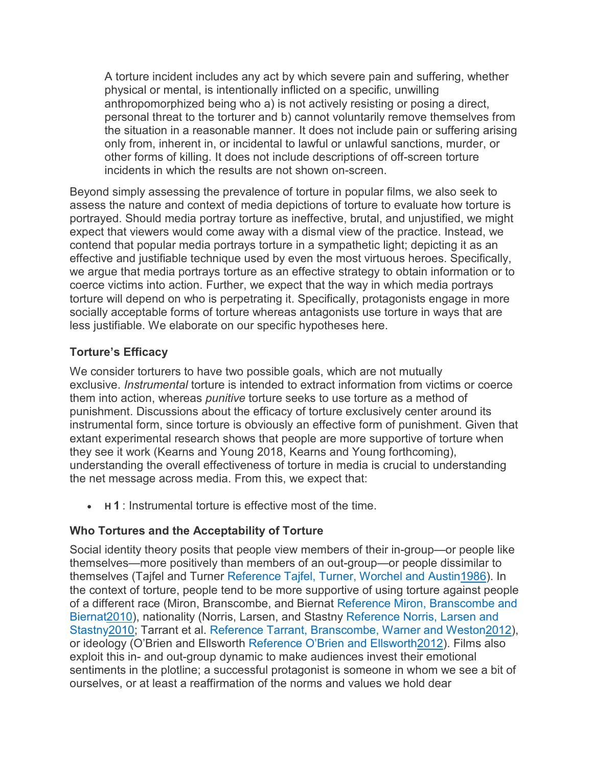> A torture incident includes any act by which severe pain and suffering, whether physical or mental, is intentionally inflicted on a specific, unwilling anthropomorphized being who a) is not actively resisting or posing a direct, personal threat to the torturer and b) cannot voluntarily remove themselves from the situation in a reasonable manner. It does not include pain or suffering arising only from, inherent in, or incidental to lawful or unlawful sanctions, murder, or other forms of killing. It does not include descriptions of off-screen torture incidents in which the results are not shown on-screen.

Beyond simply assessing the prevalence of torture in popular films, we also seek to assess the nature and context of media depictions of torture to evaluate how torture is portrayed. Should media portray torture as ineffective, brutal, and unjustified, we might expect that viewers would come away with a dismal view of the practice. Instead, we contend that popular media portrays torture in a sympathetic light; depicting it as an effective and justifiable technique used by even the most virtuous heroes. Specifically, we argue that media portrays torture as an effective strategy to obtain information or to coerce victims into action. Further, we expect that the way in which media portrays torture will depend on who is perpetrating it. Specifically, protagonists engage in more socially acceptable forms of torture whereas antagonists use torture in ways that are less justifiable. We elaborate on our specific hypotheses here.

### Torture's Efficacy

We consider torturers to have two possible goals, which are not mutually exclusive. *Instrumental* torture is intended to extract information from victims or coerce them into action, whereas *punitive* torture seeks to use torture as a method of punishment. Discussions about the efficacy of torture exclusively center around its instrumental form, since torture is obviously an effective form of punishment. Given that extant experimental research shows that people are more supportive of torture when they see it work (Kearns and Young 2018, Kearns and Young forthcoming), understanding the overall effectiveness of torture in media is crucial to understanding the net message across media. From this, we expect that:

- **H 1** : Instrumental torture is effective most of the time.

### Who Tortures and the Acceptability of Torture

Social identity theory posits that people view members of their in-group—or people like themselves—more positively than members of an out-group—or people dissimilar to themselves (Tajfel and Turner Reference Tajfel, Turner, Worchel and Austin1986). In the context of torture, people tend to be more supportive of using torture against people of a different race (Miron, Branscombe, and Biernat Reference Miron, Branscombe and Biernat2010), nationality (Norris, Larsen, and Stastny Reference Norris, Larsen and Stastny2010; Tarrant et al. Reference Tarrant, Branscombe, Warner and Weston2012), or ideology (O'Brien and Ellsworth Reference O'Brien and Ellsworth2012). Films also exploit this in- and out-group dynamic to make audiences invest their emotional sentiments in the plotline; a successful protagonist is someone in whom we see a bit of ourselves, or at least a reaffirmation of the norms and values we hold dear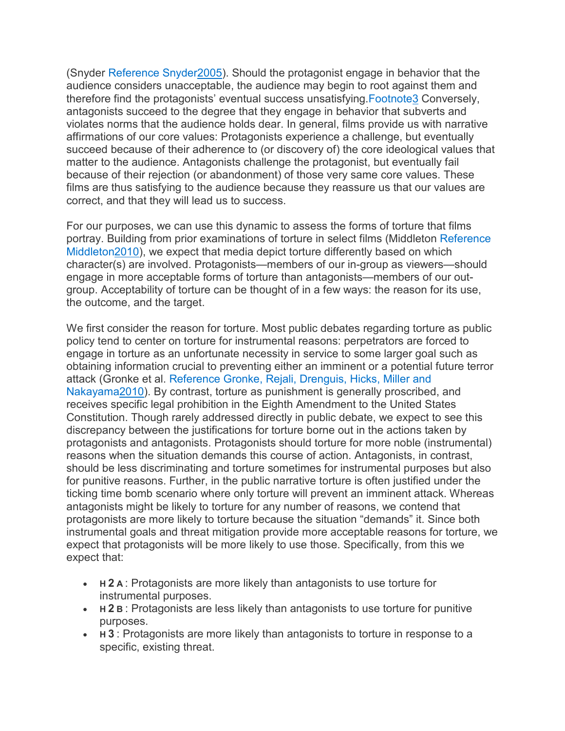(Snyder Reference Snyder2005). Should the protagonist engage in behavior that the audience considers unacceptable, the audience may begin to root against them and therefore find the protagonists' eventual success unsatisfying.Footnote3 Conversely, antagonists succeed to the degree that they engage in behavior that subverts and violates norms that the audience holds dear. In general, films provide us with narrative affirmations of our core values: Protagonists experience a challenge, but eventually succeed because of their adherence to (or discovery of) the core ideological values that matter to the audience. Antagonists challenge the protagonist, but eventually fail because of their rejection (or abandonment) of those very same core values. These films are thus satisfying to the audience because they reassure us that our values are correct, and that they will lead us to success.

For our purposes, we can use this dynamic to assess the forms of torture that films portray. Building from prior examinations of torture in select films (Middleton Reference Middleton2010), we expect that media depict torture differently based on which character(s) are involved. Protagonists—members of our in-group as viewers—should engage in more acceptable forms of torture than antagonists—members of our out-group. Acceptability of torture can be thought of in a few ways: the reason for its use, the outcome, and the target.

We first consider the reason for torture. Most public debates regarding torture as public policy tend to center on torture for instrumental reasons: perpetrators are forced to engage in torture as an unfortunate necessity in service to some larger goal such as obtaining information crucial to preventing either an imminent or a potential future terror attack (Gronke et al. Reference Gronke, Rejali, Drenguis, Hicks, Miller and Nakayama2010). By contrast, torture as punishment is generally proscribed, and receives specific legal prohibition in the Eighth Amendment to the United States Constitution. Though rarely addressed directly in public debate, we expect to see this discrepancy between the justifications for torture borne out in the actions taken by protagonists and antagonists. Protagonists should torture for more noble (instrumental) reasons when the situation demands this course of action. Antagonists, in contrast, should be less discriminating and torture sometimes for instrumental purposes but also for punitive reasons. Further, in the public narrative torture is often justified under the ticking time bomb scenario where only torture will prevent an imminent attack. Whereas antagonists might be likely to torture for any number of reasons, we contend that protagonists are more likely to torture because the situation "demands" it. Since both instrumental goals and threat mitigation provide more acceptable reasons for torture, we expect that protagonists will be more likely to use those. Specifically, from this we expect that:

- **H 2 A**: Protagonists are more likely than antagonists to use torture for instrumental purposes.
- **H 2 B**: Protagonists are less likely than antagonists to use torture for punitive purposes.
- **H 3**: Protagonists are more likely than antagonists to torture in response to a specific, existing threat.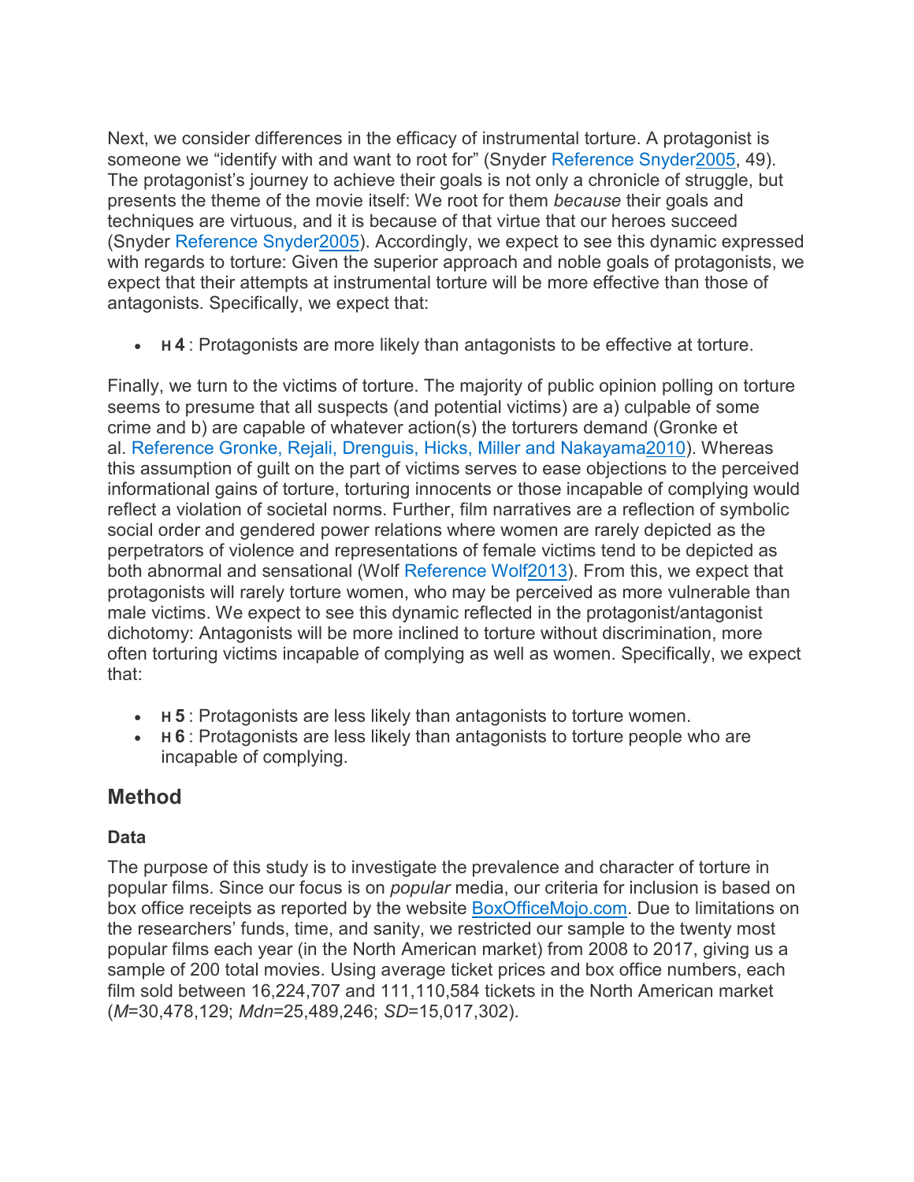Next, we consider differences in the efficacy of instrumental torture. A protagonist is someone we “identify with and want to root for” (Snyder Reference Snyder2005, 49). The protagonist’s journey to achieve their goals is not only a chronicle of struggle, but presents the theme of the movie itself: We root for them *because* their goals and techniques are virtuous, and it is because of that virtue that our heroes succeed (Snyder Reference Snyder2005). Accordingly, we expect to see this dynamic expressed with regards to torture: Given the superior approach and noble goals of protagonists, we expect that their attempts at instrumental torture will be more effective than those of antagonists. Specifically, we expect that:

- **H 4** : Protagonists are more likely than antagonists to be effective at torture.

Finally, we turn to the victims of torture. The majority of public opinion polling on torture seems to presume that all suspects (and potential victims) are a) culpable of some crime and b) are capable of whatever action(s) the torturers demand (Gronke et al. Reference Gronke, Rejali, Drenguis, Hicks, Miller and Nakayama2010). Whereas this assumption of guilt on the part of victims serves to ease objections to the perceived informational gains of torture, torturing innocents or those incapable of complying would reflect a violation of societal norms. Further, film narratives are a reflection of symbolic social order and gendered power relations where women are rarely depicted as the perpetrators of violence and representations of female victims tend to be depicted as both abnormal and sensational (Wolf Reference Wolf2013). From this, we expect that protagonists will rarely torture women, who may be perceived as more vulnerable than male victims. We expect to see this dynamic reflected in the protagonist/antagonist dichotomy: Antagonists will be more inclined to torture without discrimination, more often torturing victims incapable of complying as well as women. Specifically, we expect that:

- **H 5** : Protagonists are less likely than antagonists to torture women.
- **H 6** : Protagonists are less likely than antagonists to torture people who are incapable of complying.

## Method

### Data

The purpose of this study is to investigate the prevalence and character of torture in popular films. Since our focus is on *popular* media, our criteria for inclusion is based on box office receipts as reported by the website BoxOfficeMojo.com. Due to limitations on the researchers’ funds, time, and sanity, we restricted our sample to the twenty most popular films each year (in the North American market) from 2008 to 2017, giving us a sample of 200 total movies. Using average ticket prices and box office numbers, each film sold between 16,224,707 and 111,110,584 tickets in the North American market ($M$=30,478,129; $Mdn$=25,489,246; $SD$=15,017,302).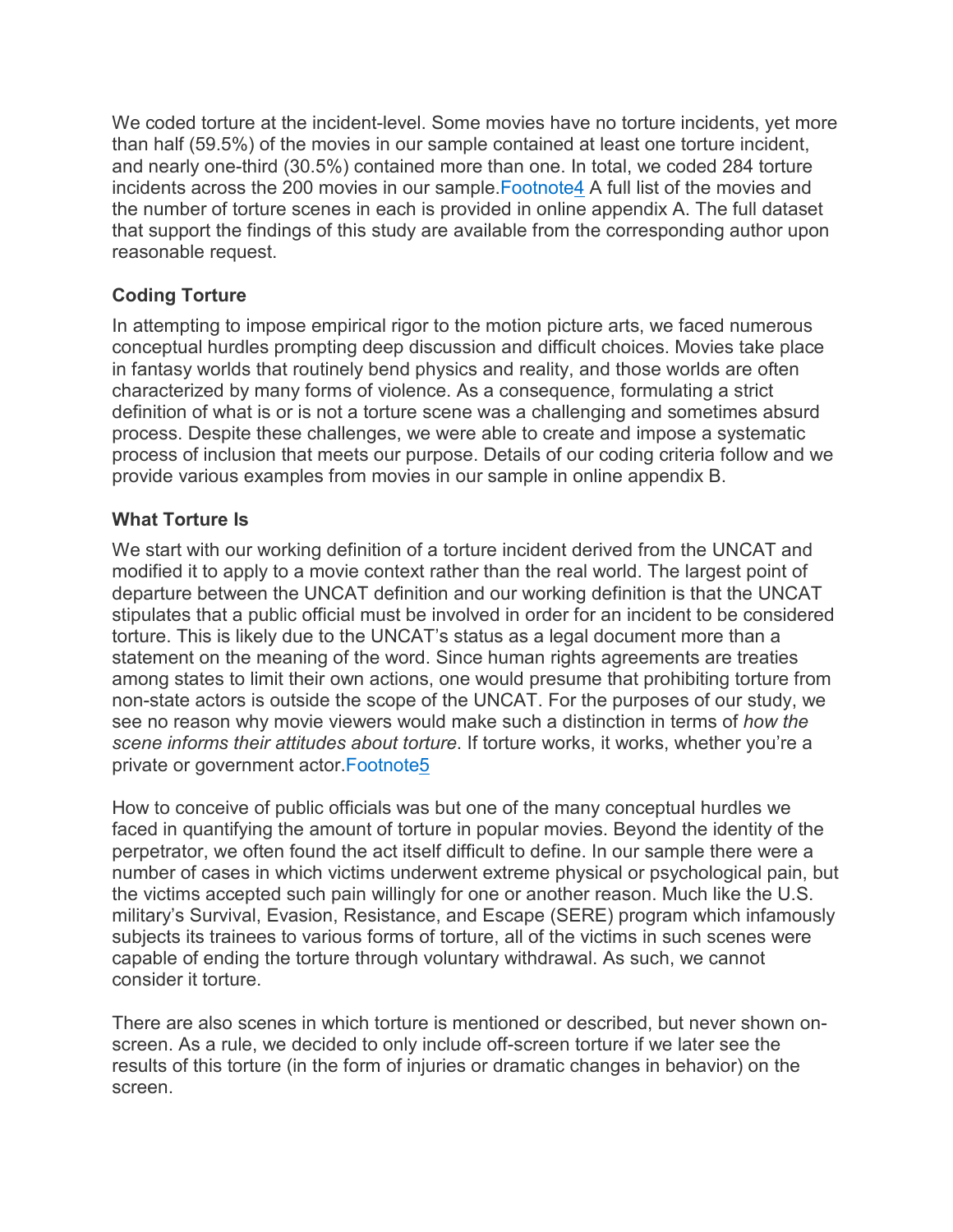We coded torture at the incident-level. Some movies have no torture incidents, yet more than half (59.5%) of the movies in our sample contained at least one torture incident, and nearly one-third (30.5%) contained more than one. In total, we coded 284 torture incidents across the 200 movies in our sample.Footnote4 A full list of the movies and the number of torture scenes in each is provided in online appendix A. The full dataset that support the findings of this study are available from the corresponding author upon reasonable request.

### Coding Torture

In attempting to impose empirical rigor to the motion picture arts, we faced numerous conceptual hurdles prompting deep discussion and difficult choices. Movies take place in fantasy worlds that routinely bend physics and reality, and those worlds are often characterized by many forms of violence. As a consequence, formulating a strict definition of what is or is not a torture scene was a challenging and sometimes absurd process. Despite these challenges, we were able to create and impose a systematic process of inclusion that meets our purpose. Details of our coding criteria follow and we provide various examples from movies in our sample in online appendix B.

### What Torture Is

We start with our working definition of a torture incident derived from the UNCAT and modified it to apply to a movie context rather than the real world. The largest point of departure between the UNCAT definition and our working definition is that the UNCAT stipulates that a public official must be involved in order for an incident to be considered torture. This is likely due to the UNCAT's status as a legal document more than a statement on the meaning of the word. Since human rights agreements are treaties among states to limit their own actions, one would presume that prohibiting torture from non-state actors is outside the scope of the UNCAT. For the purposes of our study, we see no reason why movie viewers would make such a distinction in terms of *how the scene informs their attitudes about torture*. If torture works, it works, whether you're a private or government actor.Footnote5

How to conceive of public officials was but one of the many conceptual hurdles we faced in quantifying the amount of torture in popular movies. Beyond the identity of the perpetrator, we often found the act itself difficult to define. In our sample there were a number of cases in which victims underwent extreme physical or psychological pain, but the victims accepted such pain willingly for one or another reason. Much like the U.S. military's Survival, Evasion, Resistance, and Escape (SERE) program which infamously subjects its trainees to various forms of torture, all of the victims in such scenes were capable of ending the torture through voluntary withdrawal. As such, we cannot consider it torture.

There are also scenes in which torture is mentioned or described, but never shown on-screen. As a rule, we decided to only include off-screen torture if we later see the results of this torture (in the form of injuries or dramatic changes in behavior) on the screen.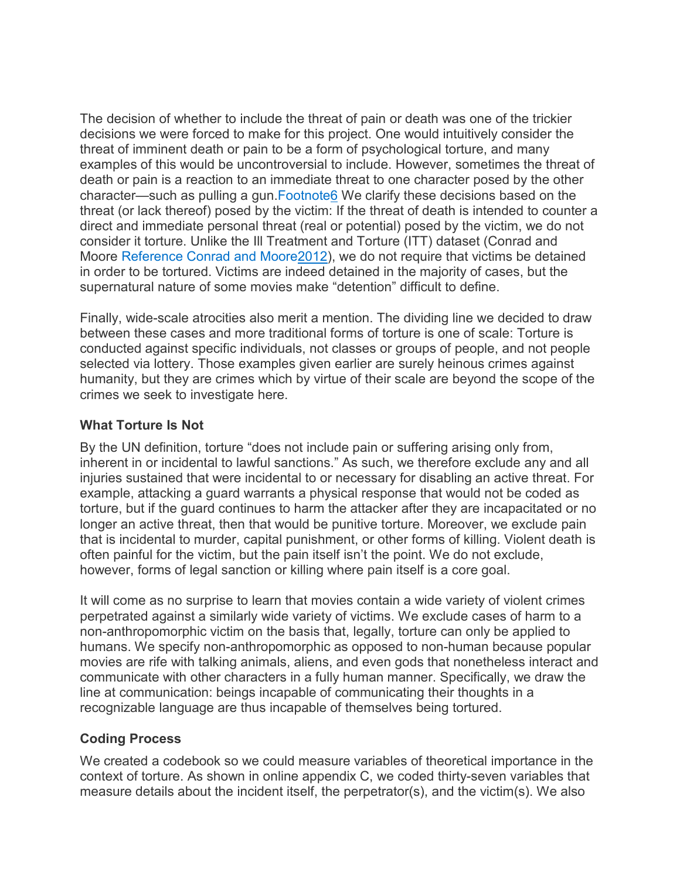The decision of whether to include the threat of pain or death was one of the trickier decisions we were forced to make for this project. One would intuitively consider the threat of imminent death or pain to be a form of psychological torture, and many examples of this would be uncontroversial to include. However, sometimes the threat of death or pain is a reaction to an immediate threat to one character posed by the other character—such as pulling a gun.Footnote6 We clarify these decisions based on the threat (or lack thereof) posed by the victim: If the threat of death is intended to counter a direct and immediate personal threat (real or potential) posed by the victim, we do not consider it torture. Unlike the Ill Treatment and Torture (ITT) dataset (Conrad and Moore Reference Conrad and Moore2012), we do not require that victims be detained in order to be tortured. Victims are indeed detained in the majority of cases, but the supernatural nature of some movies make "detention" difficult to define.

Finally, wide-scale atrocities also merit a mention. The dividing line we decided to draw between these cases and more traditional forms of torture is one of scale: Torture is conducted against specific individuals, not classes or groups of people, and not people selected via lottery. Those examples given earlier are surely heinous crimes against humanity, but they are crimes which by virtue of their scale are beyond the scope of the crimes we seek to investigate here.

### What Torture Is Not

By the UN definition, torture "does not include pain or suffering arising only from, inherent in or incidental to lawful sanctions." As such, we therefore exclude any and all injuries sustained that were incidental to or necessary for disabling an active threat. For example, attacking a guard warrants a physical response that would not be coded as torture, but if the guard continues to harm the attacker after they are incapacitated or no longer an active threat, then that would be punitive torture. Moreover, we exclude pain that is incidental to murder, capital punishment, or other forms of killing. Violent death is often painful for the victim, but the pain itself isn't the point. We do not exclude, however, forms of legal sanction or killing where pain itself is a core goal.

It will come as no surprise to learn that movies contain a wide variety of violent crimes perpetrated against a similarly wide variety of victims. We exclude cases of harm to a non-anthropomorphic victim on the basis that, legally, torture can only be applied to humans. We specify non-anthropomorphic as opposed to non-human because popular movies are rife with talking animals, aliens, and even gods that nonetheless interact and communicate with other characters in a fully human manner. Specifically, we draw the line at communication: beings incapable of communicating their thoughts in a recognizable language are thus incapable of themselves being tortured.

### Coding Process

We created a codebook so we could measure variables of theoretical importance in the context of torture. As shown in online appendix C, we coded thirty-seven variables that measure details about the incident itself, the perpetrator(s), and the victim(s). We also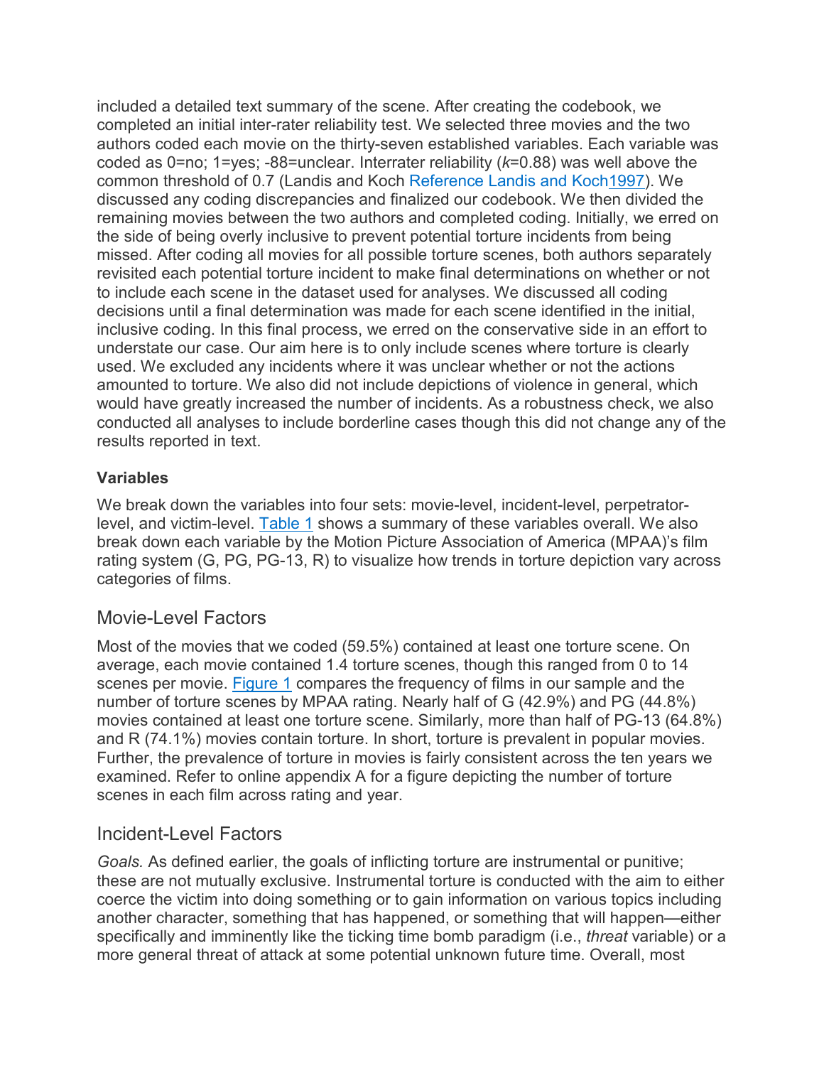included a detailed text summary of the scene. After creating the codebook, we completed an initial inter-rater reliability test. We selected three movies and the two authors coded each movie on the thirty-seven established variables. Each variable was coded as 0=no; 1=yes; -88=unclear. Interrater reliability (*k*=0.88) was well above the common threshold of 0.7 (Landis and Koch Reference Landis and Koch1997). We discussed any coding discrepancies and finalized our codebook. We then divided the remaining movies between the two authors and completed coding. Initially, we erred on the side of being overly inclusive to prevent potential torture incidents from being missed. After coding all movies for all possible torture scenes, both authors separately revisited each potential torture incident to make final determinations on whether or not to include each scene in the dataset used for analyses. We discussed all coding decisions until a final determination was made for each scene identified in the initial, inclusive coding. In this final process, we erred on the conservative side in an effort to understate our case. Our aim here is to only include scenes where torture is clearly used. We excluded any incidents where it was unclear whether or not the actions amounted to torture. We also did not include depictions of violence in general, which would have greatly increased the number of incidents. As a robustness check, we also conducted all analyses to include borderline cases though this did not change any of the results reported in text.

### Variables

We break down the variables into four sets: movie-level, incident-level, perpetrator-level, and victim-level. Table 1 shows a summary of these variables overall. We also break down each variable by the Motion Picture Association of America (MPAA)'s film rating system (G, PG, PG-13, R) to visualize how trends in torture depiction vary across categories of films.

## Movie-Level Factors

Most of the movies that we coded (59.5%) contained at least one torture scene. On average, each movie contained 1.4 torture scenes, though this ranged from 0 to 14 scenes per movie. Figure 1 compares the frequency of films in our sample and the number of torture scenes by MPAA rating. Nearly half of G (42.9%) and PG (44.8%) movies contained at least one torture scene. Similarly, more than half of PG-13 (64.8%) and R (74.1%) movies contain torture. In short, torture is prevalent in popular movies. Further, the prevalence of torture in movies is fairly consistent across the ten years we examined. Refer to online appendix A for a figure depicting the number of torture scenes in each film across rating and year.

## Incident-Level Factors

*Goals.* As defined earlier, the goals of inflicting torture are instrumental or punitive; these are not mutually exclusive. Instrumental torture is conducted with the aim to either coerce the victim into doing something or to gain information on various topics including another character, something that has happened, or something that will happen—either specifically and imminently like the ticking time bomb paradigm (i.e., *threat* variable) or a more general threat of attack at some potential unknown future time. Overall, most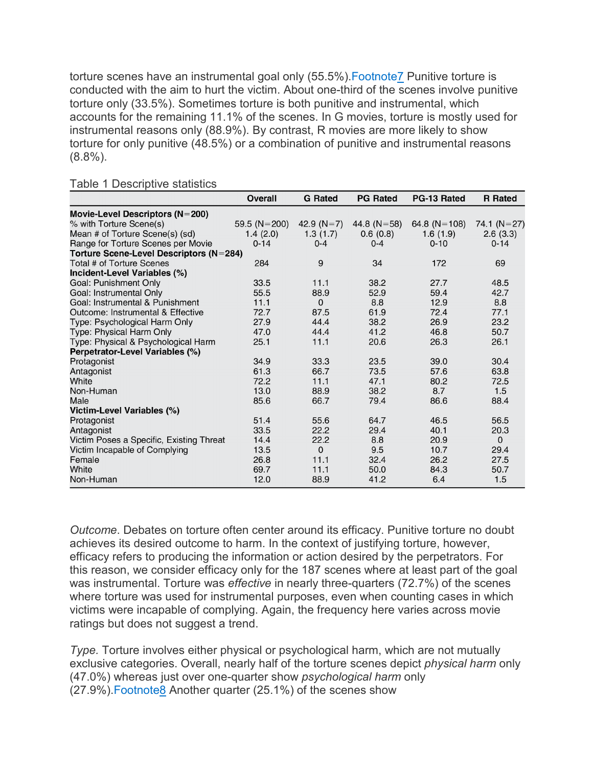torture scenes have an instrumental goal only (55.5%).Footnote7 Punitive torture is conducted with the aim to hurt the victim. About one-third of the scenes involve punitive torture only (33.5%). Sometimes torture is both punitive and instrumental, which accounts for the remaining 11.1% of the scenes. In G movies, torture is mostly used for instrumental reasons only (88.9%). By contrast, R movies are more likely to show torture for only punitive (48.5%) or a combination of punitive and instrumental reasons (8.8%).

Table 1 Descriptive statistics

| | Overall | G Rated | PG Rated | PG-13 Rated | R Rated |
|---|---|---|---|---|---|
| **Movie-Level Descriptors (N=200)** | | | | | |
| % with Torture Scene(s) | 59.5 (N=200) | 42.9 (N=7) | 44.8 (N=58) | 64.8 (N=108) | 74.1 (N=27) |
| Mean # of Torture Scene(s) (sd) | 1.4 (2.0) | 1.3 (1.7) | 0.6 (0.8) | 1.6 (1.9) | 2.6 (3.3) |
| Range for Torture Scenes per Movie | 0-14 | 0-4 | 0-4 | 0-10 | 0-14 |
| **Torture Scene-Level Descriptors (N=284)** | | | | | |
| Total # of Torture Scenes | 284 | 9 | 34 | 172 | 69 |
| **Incident-Level Variables (%)** | | | | | |
| Goal: Punishment Only | 33.5 | 11.1 | 38.2 | 27.7 | 48.5 |
| Goal: Instrumental Only | 55.5 | 88.9 | 52.9 | 59.4 | 42.7 |
| Goal: Instrumental & Punishment | 11.1 | 0 | 8.8 | 12.9 | 8.8 |
| Outcome: Instrumental & Effective | 72.7 | 87.5 | 61.9 | 72.4 | 77.1 |
| Type: Psychological Harm Only | 27.9 | 44.4 | 38.2 | 26.9 | 23.2 |
| Type: Physical Harm Only | 47.0 | 44.4 | 41.2 | 46.8 | 50.7 |
| Type: Physical & Psychological Harm | 25.1 | 11.1 | 20.6 | 26.3 | 26.1 |
| **Perpetrator-Level Variables (%)** | | | | | |
| Protagonist | 34.9 | 33.3 | 23.5 | 39.0 | 30.4 |
| Antagonist | 61.3 | 66.7 | 73.5 | 57.6 | 63.8 |
| White | 72.2 | 11.1 | 47.1 | 80.2 | 72.5 |
| Non-Human | 13.0 | 88.9 | 38.2 | 8.7 | 1.5 |
| Male | 85.6 | 66.7 | 79.4 | 86.6 | 88.4 |
| **Victim-Level Variables (%)** | | | | | |
| Protagonist | 51.4 | 55.6 | 64.7 | 46.5 | 56.5 |
| Antagonist | 33.5 | 22.2 | 29.4 | 40.1 | 20.3 |
| Victim Poses a Specific, Existing Threat | 14.4 | 22.2 | 8.8 | 20.9 | 0 |
| Victim Incapable of Complying | 13.5 | 0 | 9.5 | 10.7 | 29.4 |
| Female | 26.8 | 11.1 | 32.4 | 26.2 | 27.5 |
| White | 69.7 | 11.1 | 50.0 | 84.3 | 50.7 |
| Non-Human | 12.0 | 88.9 | 41.2 | 6.4 | 1.5 |

*Outcome*. Debates on torture often center around its efficacy. Punitive torture no doubt achieves its desired outcome to harm. In the context of justifying torture, however, efficacy refers to producing the information or action desired by the perpetrators. For this reason, we consider efficacy only for the 187 scenes where at least part of the goal was instrumental. Torture was *effective* in nearly three-quarters (72.7%) of the scenes where torture was used for instrumental purposes, even when counting cases in which victims were incapable of complying. Again, the frequency here varies across movie ratings but does not suggest a trend.

*Type.* Torture involves either physical or psychological harm, which are not mutually exclusive categories. Overall, nearly half of the torture scenes depict *physical harm* only (47.0%) whereas just over one-quarter show *psychological harm* only (27.9%).Footnote8 Another quarter (25.1%) of the scenes show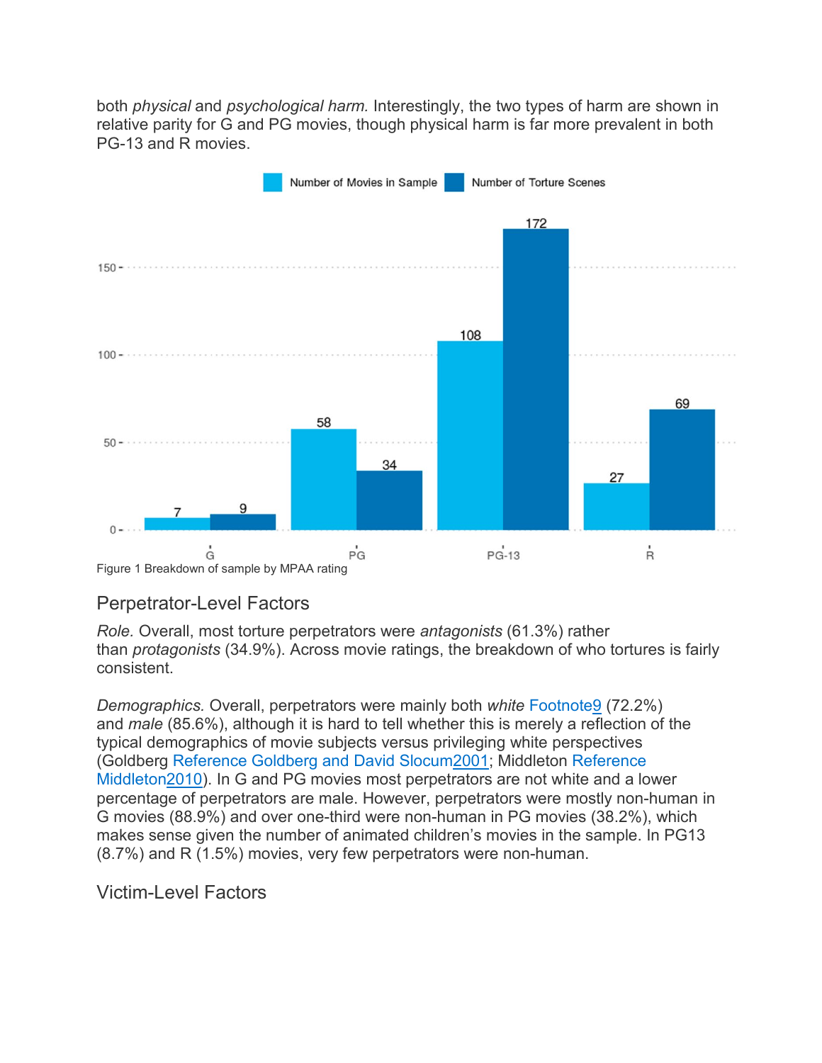both *physical* and *psychological harm*. Interestingly, the two types of harm are shown in relative parity for G and PG movies, though physical harm is far more prevalent in both PG-13 and R movies.

Figure 1 Breakdown of sample by MPAA rating

## Perpetrator-Level Factors

*Role.* Overall, most torture perpetrators were *antagonists* (61.3%) rather than *protagonists* (34.9%). Across movie ratings, the breakdown of who tortures is fairly consistent.

*Demographics.* Overall, perpetrators were mainly both *white* Footnote9 (72.2%) and *male* (85.6%), although it is hard to tell whether this is merely a reflection of the typical demographics of movie subjects versus privileging white perspectives (Goldberg Reference Goldberg and David Slocum2001; Middleton Reference Middleton2010). In G and PG movies most perpetrators are not white and a lower percentage of perpetrators are male. However, perpetrators were mostly non-human in G movies (88.9%) and over one-third were non-human in PG movies (38.2%), which makes sense given the number of animated children's movies in the sample. In PG13 (8.7%) and R (1.5%) movies, very few perpetrators were non-human.

## Victim-Level Factors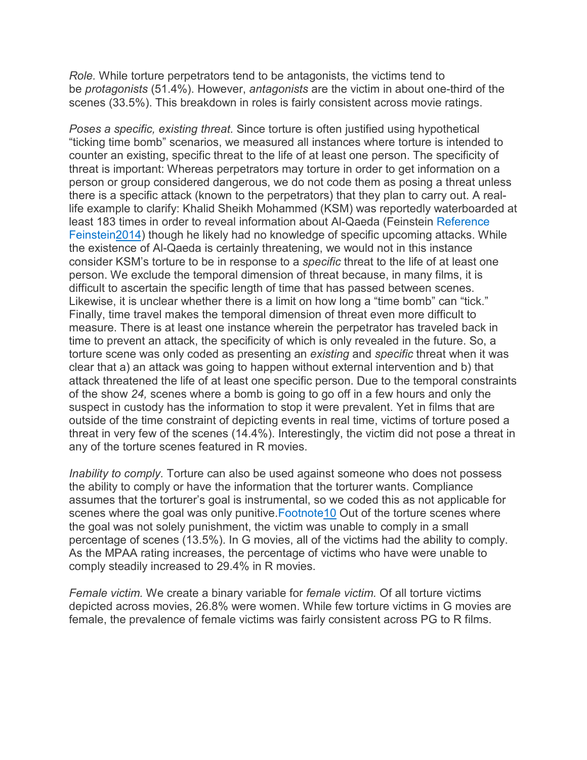*Role.* While torture perpetrators tend to be antagonists, the victims tend to be *protagonists* (51.4%). However, *antagonists* are the victim in about one-third of the scenes (33.5%). This breakdown in roles is fairly consistent across movie ratings.

*Poses a specific, existing threat.* Since torture is often justified using hypothetical "ticking time bomb" scenarios, we measured all instances where torture is intended to counter an existing, specific threat to the life of at least one person. The specificity of threat is important: Whereas perpetrators may torture in order to get information on a person or group considered dangerous, we do not code them as posing a threat unless there is a specific attack (known to the perpetrators) that they plan to carry out. A real-life example to clarify: Khalid Sheikh Mohammed (KSM) was reportedly waterboarded at least 183 times in order to reveal information about Al-Qaeda (Feinstein Reference Feinstein2014) though he likely had no knowledge of specific upcoming attacks. While the existence of Al-Qaeda is certainly threatening, we would not in this instance consider KSM's torture to be in response to a *specific* threat to the life of at least one person. We exclude the temporal dimension of threat because, in many films, it is difficult to ascertain the specific length of time that has passed between scenes. Likewise, it is unclear whether there is a limit on how long a "time bomb" can "tick." Finally, time travel makes the temporal dimension of threat even more difficult to measure. There is at least one instance wherein the perpetrator has traveled back in time to prevent an attack, the specificity of which is only revealed in the future. So, a torture scene was only coded as presenting an *existing* and *specific* threat when it was clear that a) an attack was going to happen without external intervention and b) that attack threatened the life of at least one specific person. Due to the temporal constraints of the show *24,* scenes where a bomb is going to go off in a few hours and only the suspect in custody has the information to stop it were prevalent. Yet in films that are outside of the time constraint of depicting events in real time, victims of torture posed a threat in very few of the scenes (14.4%). Interestingly, the victim did not pose a threat in any of the torture scenes featured in R movies.

*Inability to comply.* Torture can also be used against someone who does not possess the ability to comply or have the information that the torturer wants. Compliance assumes that the torturer's goal is instrumental, so we coded this as not applicable for scenes where the goal was only punitive.Footnote10 Out of the torture scenes where the goal was not solely punishment, the victim was unable to comply in a small percentage of scenes (13.5%). In G movies, all of the victims had the ability to comply. As the MPAA rating increases, the percentage of victims who have were unable to comply steadily increased to 29.4% in R movies.

*Female victim.* We create a binary variable for *female victim.* Of all torture victims depicted across movies, 26.8% were women. While few torture victims in G movies are female, the prevalence of female victims was fairly consistent across PG to R films.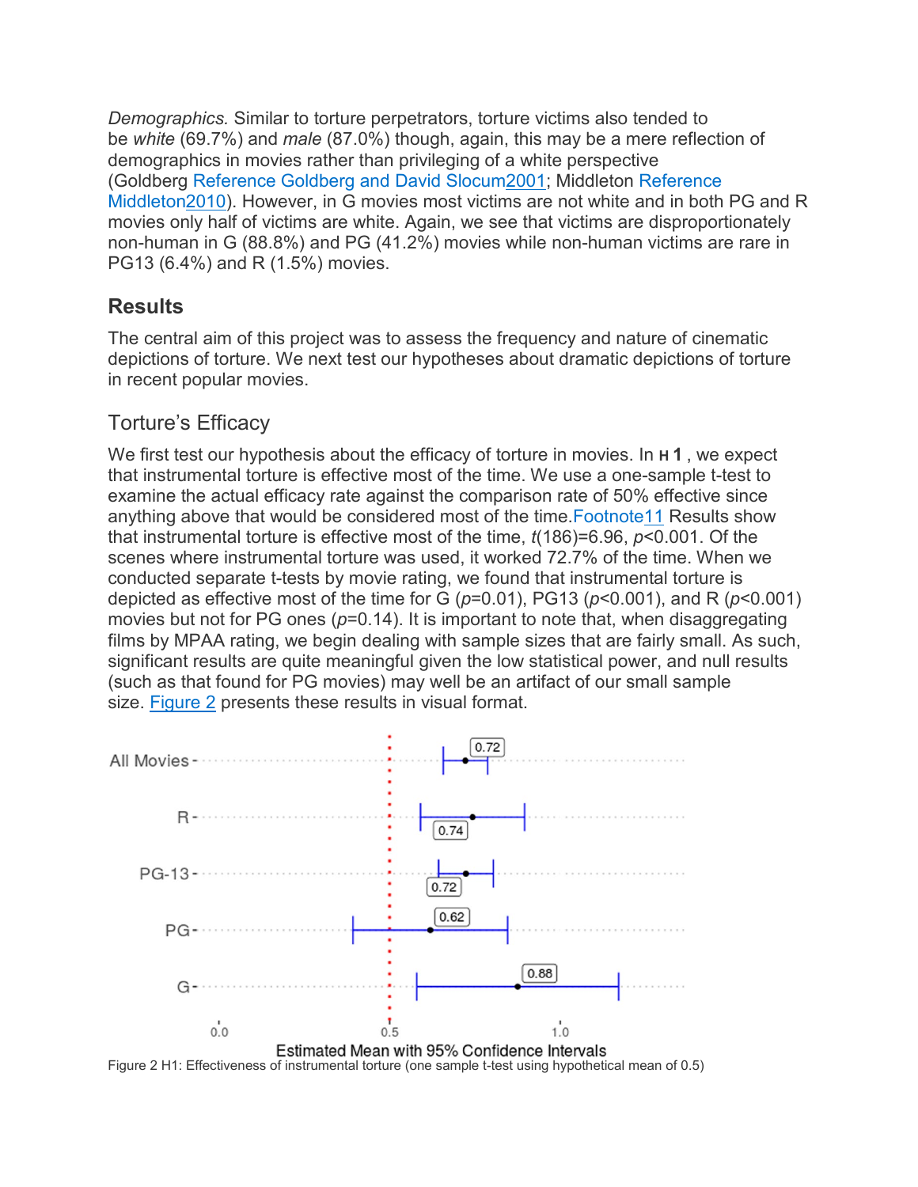*Demographics.* Similar to torture perpetrators, torture victims also tended to be *white* (69.7%) and *male* (87.0%) though, again, this may be a mere reflection of demographics in movies rather than privileging of a white perspective (Goldberg Reference Goldberg and David Slocum2001; Middleton Reference Middleton2010). However, in G movies most victims are not white and in both PG and R movies only half of victims are white. Again, we see that victims are disproportionately non-human in G (88.8%) and PG (41.2%) movies while non-human victims are rare in PG13 (6.4%) and R (1.5%) movies.

## Results

The central aim of this project was to assess the frequency and nature of cinematic depictions of torture. We next test our hypotheses about dramatic depictions of torture in recent popular movies.

### Torture's Efficacy

We first test our hypothesis about the efficacy of torture in movies. In **H 1** , we expect that instrumental torture is effective most of the time. We use a one-sample t-test to examine the actual efficacy rate against the comparison rate of 50% effective since anything above that would be considered most of the time.Footnote11 Results show that instrumental torture is effective most of the time, $t(186)=6.96$, $p<0.001$. Of the scenes where instrumental torture was used, it worked 72.7% of the time. When we conducted separate t-tests by movie rating, we found that instrumental torture is depicted as effective most of the time for G ($p=0.01$), PG13 ($p<0.001$), and R ($p<0.001$) movies but not for PG ones ($p=0.14$). It is important to note that, when disaggregating films by MPAA rating, we begin dealing with sample sizes that are fairly small. As such, significant results are quite meaningful given the low statistical power, and null results (such as that found for PG movies) may well be an artifact of our small sample size. Figure 2 presents these results in visual format.

| | Estimated Mean with 95% Confidence Intervals |
|---|---|
| All Movies | 0.72 |
| R | 0.74 |
| PG-13 | 0.72 |
| PG | 0.62 |
| G | 0.88 |

Figure 2 H1: Effectiveness of instrumental torture (one sample t-test using hypothetical mean of 0.5)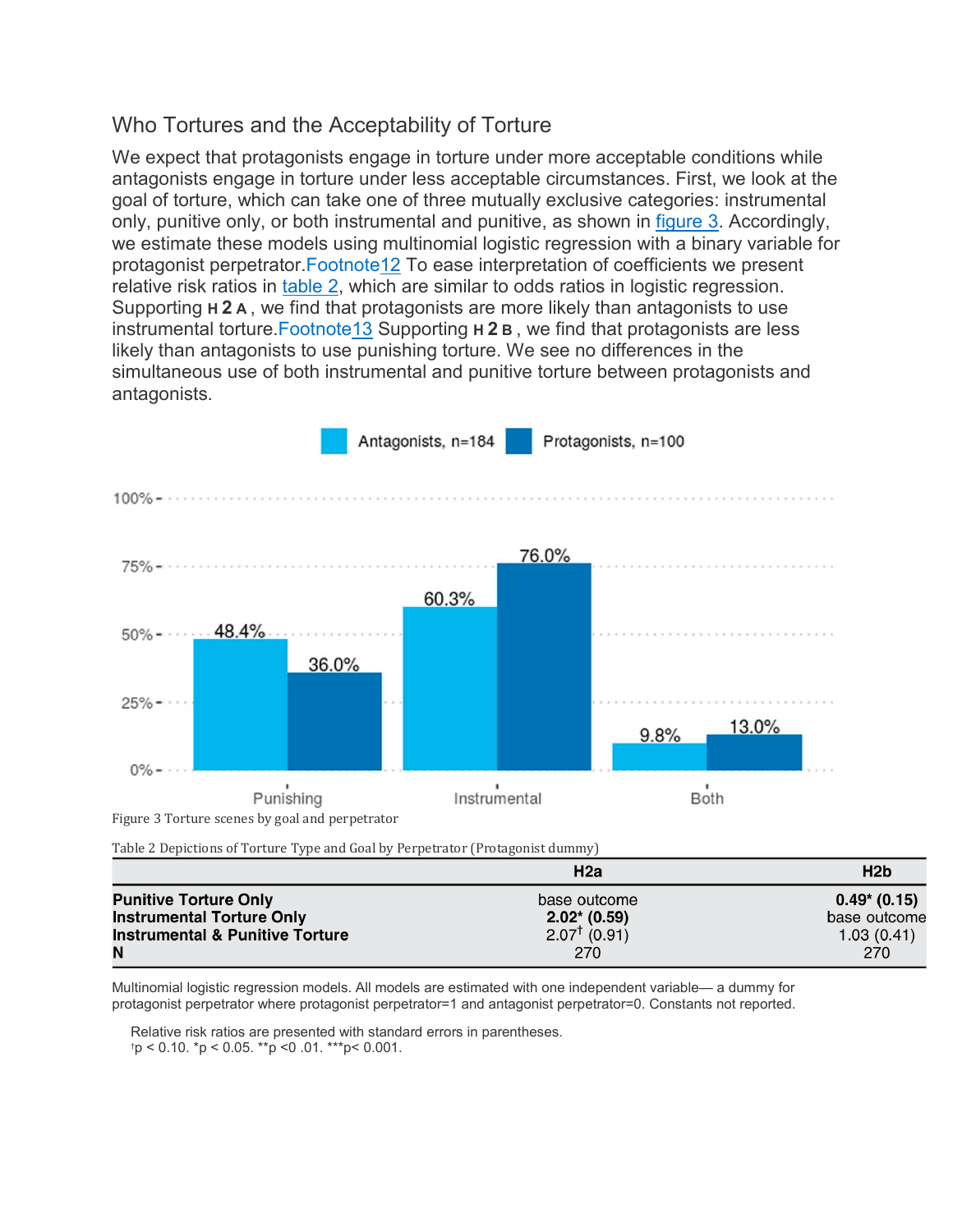## Who Tortures and the Acceptability of Torture

We expect that protagonists engage in torture under more acceptable conditions while antagonists engage in torture under less acceptable circumstances. First, we look at the goal of torture, which can take one of three mutually exclusive categories: instrumental only, punitive only, or both instrumental and punitive, as shown in figure 3. Accordingly, we estimate these models using multinomial logistic regression with a binary variable for protagonist perpetrator.Footnote12 To ease interpretation of coefficients we present relative risk ratios in table 2, which are similar to odds ratios in logistic regression. Supporting **H 2 A**, we find that protagonists are more likely than antagonists to use instrumental torture.Footnote13 Supporting **H 2 B**, we find that protagonists are less likely than antagonists to use punishing torture. We see no differences in the simultaneous use of both instrumental and punitive torture between protagonists and antagonists.

Figure 3 Torture scenes by goal and perpetrator

Table 2 Depictions of Torture Type and Goal by Perpetrator (Protagonist dummy)

| | H2a | H2b |
|---|---|---|
| **Punitive Torture Only** | base outcome | **0.49\* (0.15)** |
| **Instrumental Torture Only** | **2.02\* (0.59)** | base outcome |
| **Instrumental & Punitive Torture** | 2.07$^{\dagger}$ (0.91) | 1.03 (0.41) |
| **N** | 270 | 270 |

Multinomial logistic regression models. All models are estimated with one independent variable— a dummy for protagonist perpetrator where protagonist perpetrator=1 and antagonist perpetrator=0. Constants not reported.

Relative risk ratios are presented with standard errors in parentheses.
$^{\dagger}$p < 0.10. *p < 0.05. **p <0 .01. ***p< 0.001.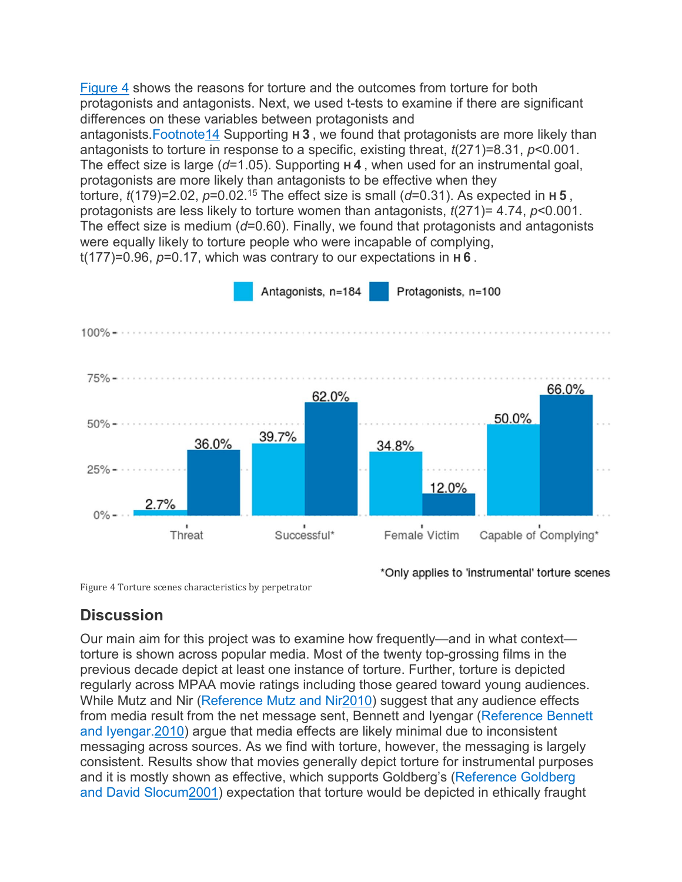Figure 4 shows the reasons for torture and the outcomes from torture for both protagonists and antagonists. Next, we used t-tests to examine if there are significant differences on these variables between protagonists and antagonists.Footnote14 Supporting **H 3** , we found that protagonists are more likely than antagonists to torture in response to a specific, existing threat, $t(271)=8.31$, $p<0.001$. The effect size is large ($d=1.05$). Supporting **H 4** , when used for an instrumental goal, protagonists are more likely than antagonists to be effective when they torture, $t(179)=2.02$, $p=0.02$.[15] The effect size is small ($d=0.31$). As expected in **H 5** , protagonists are less likely to torture women than antagonists, $t(271)= 4.74$, $p<0.001$. The effect size is medium ($d=0.60$). Finally, we found that protagonists and antagonists were equally likely to torture people who were incapable of complying, $t(177)=0.96$, $p=0.17$, which was contrary to our expectations in **H 6** .

| | Threat | Successful* | Female Victim | Capable of Complying* |
|---|---|---|---|---|
| Antagonists, n=184 | 2.7% | 39.7% | 34.8% | 50.0% |
| Protagonists, n=100 | 36.0% | 62.0% | 12.0% | 66.0% |

*Only applies to 'instrumental' torture scenes

Figure 4 Torture scenes characteristics by perpetrator

## Discussion

Our main aim for this project was to examine how frequently—and in what context—torture is shown across popular media. Most of the twenty top-grossing films in the previous decade depict at least one instance of torture. Further, torture is depicted regularly across MPAA movie ratings including those geared toward young audiences. While Mutz and Nir (Reference Mutz and Nir2010) suggest that any audience effects from media result from the net message sent, Bennett and Iyengar (Reference Bennett and Iyengar.2010) argue that media effects are likely minimal due to inconsistent messaging across sources. As we find with torture, however, the messaging is largely consistent. Results show that movies generally depict torture for instrumental purposes and it is mostly shown as effective, which supports Goldberg's (Reference Goldberg and David Slocum2001) expectation that torture would be depicted in ethically fraught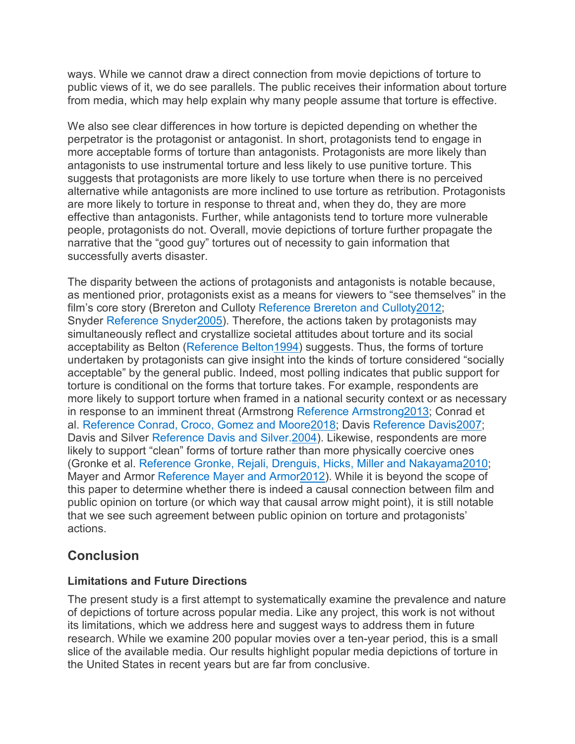ways. While we cannot draw a direct connection from movie depictions of torture to public views of it, we do see parallels. The public receives their information about torture from media, which may help explain why many people assume that torture is effective.

We also see clear differences in how torture is depicted depending on whether the perpetrator is the protagonist or antagonist. In short, protagonists tend to engage in more acceptable forms of torture than antagonists. Protagonists are more likely than antagonists to use instrumental torture and less likely to use punitive torture. This suggests that protagonists are more likely to use torture when there is no perceived alternative while antagonists are more inclined to use torture as retribution. Protagonists are more likely to torture in response to threat and, when they do, they are more effective than antagonists. Further, while antagonists tend to torture more vulnerable people, protagonists do not. Overall, movie depictions of torture further propagate the narrative that the "good guy" tortures out of necessity to gain information that successfully averts disaster.

The disparity between the actions of protagonists and antagonists is notable because, as mentioned prior, protagonists exist as a means for viewers to "see themselves" in the film's core story (Brereton and Culloty Reference Brereton and Culloty2012; Snyder Reference Snyder2005). Therefore, the actions taken by protagonists may simultaneously reflect and crystallize societal attitudes about torture and its social acceptability as Belton (Reference Belton1994) suggests. Thus, the forms of torture undertaken by protagonists can give insight into the kinds of torture considered "socially acceptable" by the general public. Indeed, most polling indicates that public support for torture is conditional on the forms that torture takes. For example, respondents are more likely to support torture when framed in a national security context or as necessary in response to an imminent threat (Armstrong Reference Armstrong2013; Conrad et al. Reference Conrad, Croco, Gomez and Moore2018; Davis Reference Davis2007; Davis and Silver Reference Davis and Silver.2004). Likewise, respondents are more likely to support "clean" forms of torture rather than more physically coercive ones (Gronke et al. Reference Gronke, Rejali, Drenguis, Hicks, Miller and Nakayama2010; Mayer and Armor Reference Mayer and Armor2012). While it is beyond the scope of this paper to determine whether there is indeed a causal connection between film and public opinion on torture (or which way that causal arrow might point), it is still notable that we see such agreement between public opinion on torture and protagonists' actions.

## Conclusion

### Limitations and Future Directions

The present study is a first attempt to systematically examine the prevalence and nature of depictions of torture across popular media. Like any project, this work is not without its limitations, which we address here and suggest ways to address them in future research. While we examine 200 popular movies over a ten-year period, this is a small slice of the available media. Our results highlight popular media depictions of torture in the United States in recent years but are far from conclusive.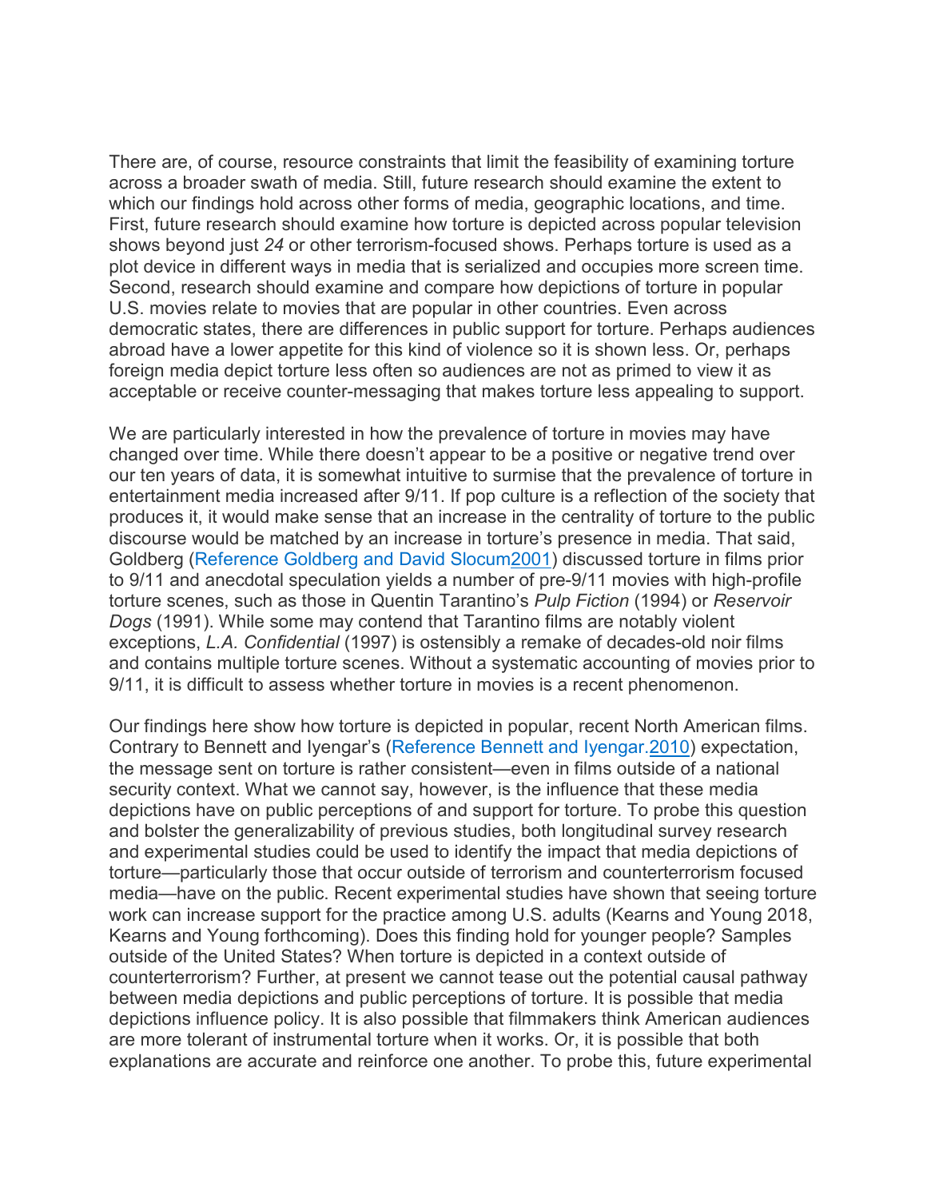There are, of course, resource constraints that limit the feasibility of examining torture across a broader swath of media. Still, future research should examine the extent to which our findings hold across other forms of media, geographic locations, and time. First, future research should examine how torture is depicted across popular television shows beyond just *24* or other terrorism-focused shows. Perhaps torture is used as a plot device in different ways in media that is serialized and occupies more screen time. Second, research should examine and compare how depictions of torture in popular U.S. movies relate to movies that are popular in other countries. Even across democratic states, there are differences in public support for torture. Perhaps audiences abroad have a lower appetite for this kind of violence so it is shown less. Or, perhaps foreign media depict torture less often so audiences are not as primed to view it as acceptable or receive counter-messaging that makes torture less appealing to support.

We are particularly interested in how the prevalence of torture in movies may have changed over time. While there doesn't appear to be a positive or negative trend over our ten years of data, it is somewhat intuitive to surmise that the prevalence of torture in entertainment media increased after 9/11. If pop culture is a reflection of the society that produces it, it would make sense that an increase in the centrality of torture to the public discourse would be matched by an increase in torture's presence in media. That said, Goldberg (Reference Goldberg and David Slocum2001) discussed torture in films prior to 9/11 and anecdotal speculation yields a number of pre-9/11 movies with high-profile torture scenes, such as those in Quentin Tarantino's *Pulp Fiction* (1994) or *Reservoir Dogs* (1991). While some may contend that Tarantino films are notably violent exceptions, *L.A. Confidential* (1997) is ostensibly a remake of decades-old noir films and contains multiple torture scenes. Without a systematic accounting of movies prior to 9/11, it is difficult to assess whether torture in movies is a recent phenomenon.

Our findings here show how torture is depicted in popular, recent North American films. Contrary to Bennett and Iyengar's (Reference Bennett and Iyengar.2010) expectation, the message sent on torture is rather consistent—even in films outside of a national security context. What we cannot say, however, is the influence that these media depictions have on public perceptions of and support for torture. To probe this question and bolster the generalizability of previous studies, both longitudinal survey research and experimental studies could be used to identify the impact that media depictions of torture—particularly those that occur outside of terrorism and counterterrorism focused media—have on the public. Recent experimental studies have shown that seeing torture work can increase support for the practice among U.S. adults (Kearns and Young 2018, Kearns and Young forthcoming). Does this finding hold for younger people? Samples outside of the United States? When torture is depicted in a context outside of counterterrorism? Further, at present we cannot tease out the potential causal pathway between media depictions and public perceptions of torture. It is possible that media depictions influence policy. It is also possible that filmmakers think American audiences are more tolerant of instrumental torture when it works. Or, it is possible that both explanations are accurate and reinforce one another. To probe this, future experimental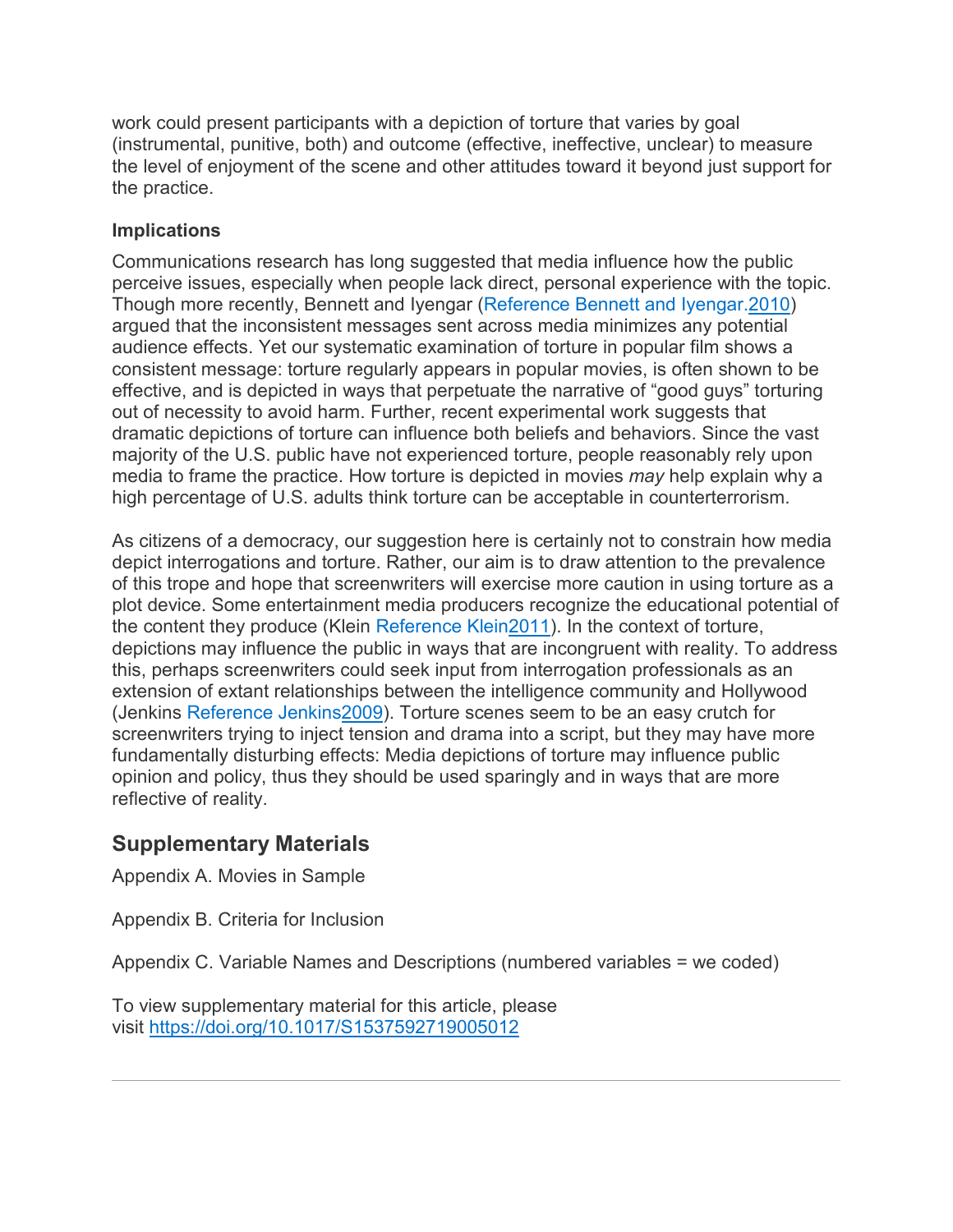work could present participants with a depiction of torture that varies by goal (instrumental, punitive, both) and outcome (effective, ineffective, unclear) to measure the level of enjoyment of the scene and other attitudes toward it beyond just support for the practice.

### Implications

Communications research has long suggested that media influence how the public perceive issues, especially when people lack direct, personal experience with the topic. Though more recently, Bennett and Iyengar (Reference Bennett and Iyengar.2010) argued that the inconsistent messages sent across media minimizes any potential audience effects. Yet our systematic examination of torture in popular film shows a consistent message: torture regularly appears in popular movies, is often shown to be effective, and is depicted in ways that perpetuate the narrative of "good guys" torturing out of necessity to avoid harm. Further, recent experimental work suggests that dramatic depictions of torture can influence both beliefs and behaviors. Since the vast majority of the U.S. public have not experienced torture, people reasonably rely upon media to frame the practice. How torture is depicted in movies *may* help explain why a high percentage of U.S. adults think torture can be acceptable in counterterrorism.

As citizens of a democracy, our suggestion here is certainly not to constrain how media depict interrogations and torture. Rather, our aim is to draw attention to the prevalence of this trope and hope that screenwriters will exercise more caution in using torture as a plot device. Some entertainment media producers recognize the educational potential of the content they produce (Klein Reference Klein2011). In the context of torture, depictions may influence the public in ways that are incongruent with reality. To address this, perhaps screenwriters could seek input from interrogation professionals as an extension of extant relationships between the intelligence community and Hollywood (Jenkins Reference Jenkins2009). Torture scenes seem to be an easy crutch for screenwriters trying to inject tension and drama into a script, but they may have more fundamentally disturbing effects: Media depictions of torture may influence public opinion and policy, thus they should be used sparingly and in ways that are more reflective of reality.

## Supplementary Materials

Appendix A. Movies in Sample

Appendix B. Criteria for Inclusion

Appendix C. Variable Names and Descriptions (numbered variables = we coded)

To view supplementary material for this article, please visit https://doi.org/10.1017/S1537592719005012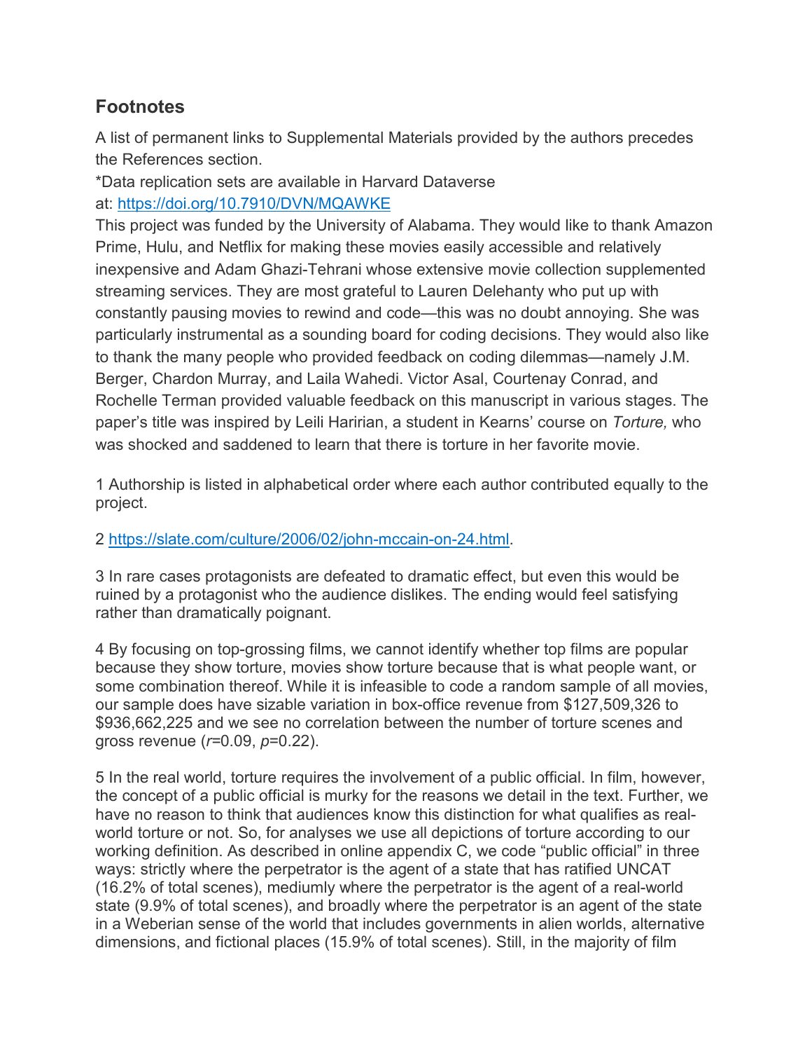## Footnotes

A list of permanent links to Supplemental Materials provided by the authors precedes the References section.

*Data replication sets are available in Harvard Dataverse at: https://doi.org/10.7910/DVN/MQAWKE

This project was funded by the University of Alabama. They would like to thank Amazon Prime, Hulu, and Netflix for making these movies easily accessible and relatively inexpensive and Adam Ghazi-Tehrani whose extensive movie collection supplemented streaming services. They are most grateful to Lauren Delehanty who put up with constantly pausing movies to rewind and code—this was no doubt annoying. She was particularly instrumental as a sounding board for coding decisions. They would also like to thank the many people who provided feedback on coding dilemmas—namely J.M. Berger, Chardon Murray, and Laila Wahedi. Victor Asal, Courtenay Conrad, and Rochelle Terman provided valuable feedback on this manuscript in various stages. The paper's title was inspired by Leili Haririan, a student in Kearns' course on *Torture,* who was shocked and saddened to learn that there is torture in her favorite movie.

1 Authorship is listed in alphabetical order where each author contributed equally to the project.

2 https://slate.com/culture/2006/02/john-mccain-on-24.html.

3 In rare cases protagonists are defeated to dramatic effect, but even this would be ruined by a protagonist who the audience dislikes. The ending would feel satisfying rather than dramatically poignant.

4 By focusing on top-grossing films, we cannot identify whether top films are popular because they show torture, movies show torture because that is what people want, or some combination thereof. While it is infeasible to code a random sample of all movies, our sample does have sizable variation in box-office revenue from $127,509,326 to $936,662,225 and we see no correlation between the number of torture scenes and gross revenue ($r$=0.09, $p$=0.22).

5 In the real world, torture requires the involvement of a public official. In film, however, the concept of a public official is murky for the reasons we detail in the text. Further, we have no reason to think that audiences know this distinction for what qualifies as real-world torture or not. So, for analyses we use all depictions of torture according to our working definition. As described in online appendix C, we code "public official" in three ways: strictly where the perpetrator is the agent of a state that has ratified UNCAT (16.2% of total scenes), mediumly where the perpetrator is the agent of a real-world state (9.9% of total scenes), and broadly where the perpetrator is an agent of the state in a Weberian sense of the world that includes governments in alien worlds, alternative dimensions, and fictional places (15.9% of total scenes). Still, in the majority of film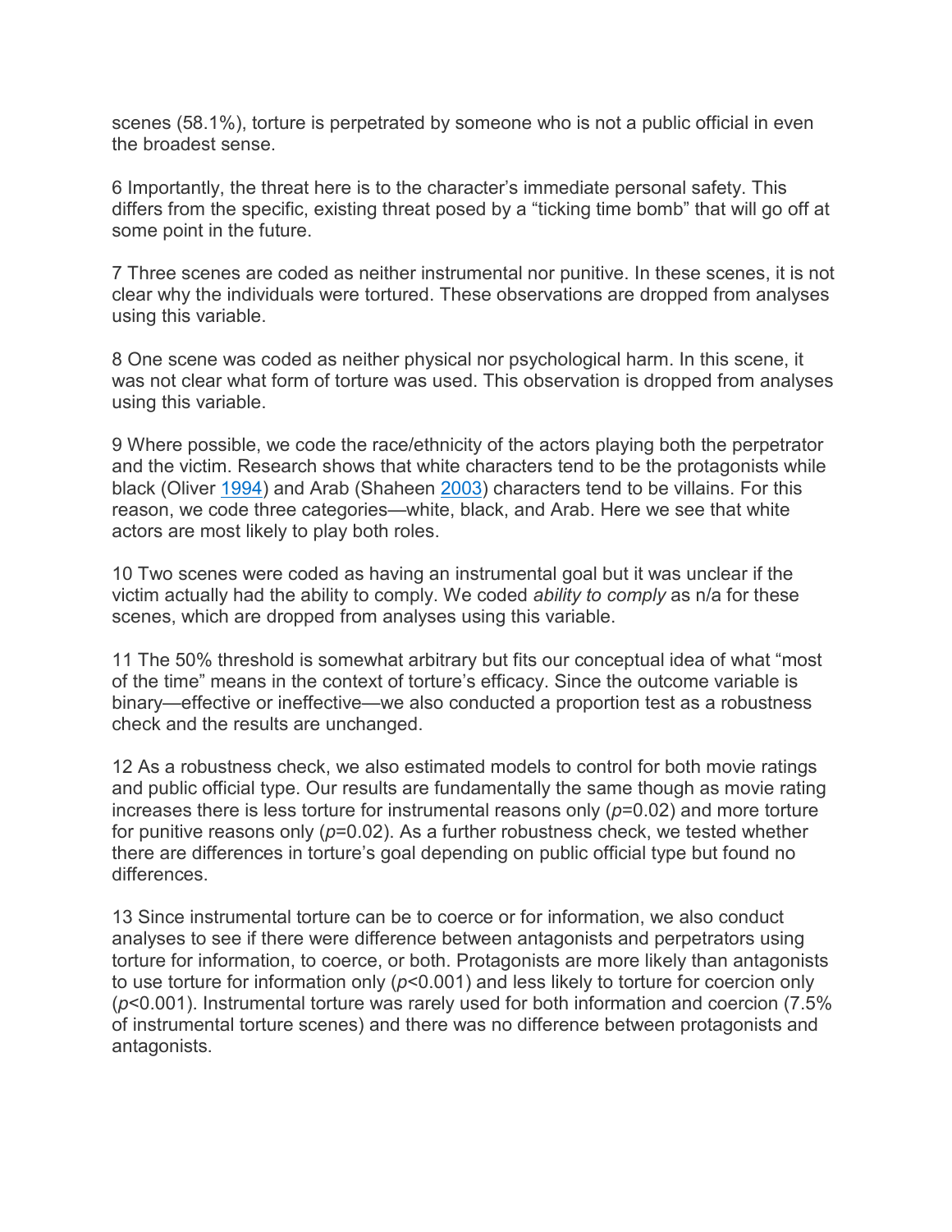scenes (58.1%), torture is perpetrated by someone who is not a public official in even the broadest sense.

6 Importantly, the threat here is to the character's immediate personal safety. This differs from the specific, existing threat posed by a "ticking time bomb" that will go off at some point in the future.

7 Three scenes are coded as neither instrumental nor punitive. In these scenes, it is not clear why the individuals were tortured. These observations are dropped from analyses using this variable.

8 One scene was coded as neither physical nor psychological harm. In this scene, it was not clear what form of torture was used. This observation is dropped from analyses using this variable.

9 Where possible, we code the race/ethnicity of the actors playing both the perpetrator and the victim. Research shows that white characters tend to be the protagonists while black (Oliver 1994) and Arab (Shaheen 2003) characters tend to be villains. For this reason, we code three categories—white, black, and Arab. Here we see that white actors are most likely to play both roles.

10 Two scenes were coded as having an instrumental goal but it was unclear if the victim actually had the ability to comply. We coded *ability to comply* as n/a for these scenes, which are dropped from analyses using this variable.

11 The 50% threshold is somewhat arbitrary but fits our conceptual idea of what "most of the time" means in the context of torture's efficacy. Since the outcome variable is binary—effective or ineffective—we also conducted a proportion test as a robustness check and the results are unchanged.

12 As a robustness check, we also estimated models to control for both movie ratings and public official type. Our results are fundamentally the same though as movie rating increases there is less torture for instrumental reasons only ($p$=0.02) and more torture for punitive reasons only ($p$=0.02). As a further robustness check, we tested whether there are differences in torture's goal depending on public official type but found no differences.

13 Since instrumental torture can be to coerce or for information, we also conduct analyses to see if there were difference between antagonists and perpetrators using torture for information, to coerce, or both. Protagonists are more likely than antagonists to use torture for information only ($p$<0.001) and less likely to torture for coercion only ($p$<0.001). Instrumental torture was rarely used for both information and coercion (7.5% of instrumental torture scenes) and there was no difference between protagonists and antagonists.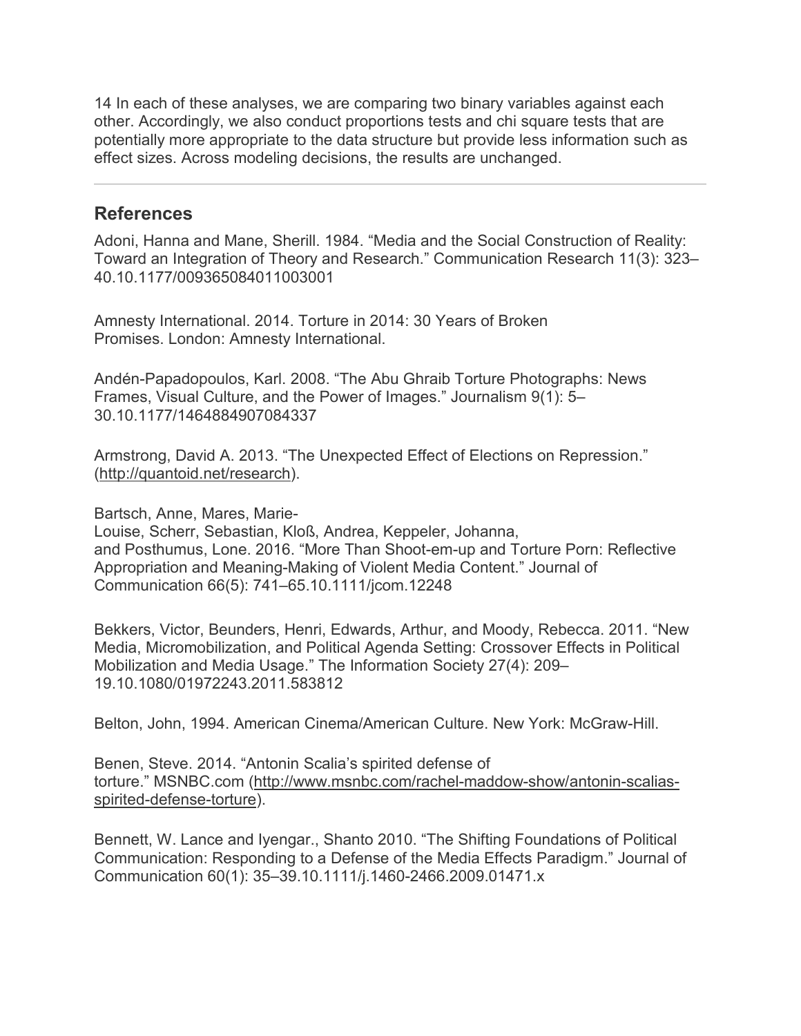14 In each of these analyses, we are comparing two binary variables against each other. Accordingly, we also conduct proportions tests and chi square tests that are potentially more appropriate to the data structure but provide less information such as effect sizes. Across modeling decisions, the results are unchanged.

---

## References

Adoni, Hanna and Mane, Sherill. 1984. “Media and the Social Construction of Reality: Toward an Integration of Theory and Research.” Communication Research 11(3): 323–40.10.1177/009365084011003001

Amnesty International. 2014. Torture in 2014: 30 Years of Broken Promises. London: Amnesty International.

Andén-Papadopoulos, Karl. 2008. “The Abu Ghraib Torture Photographs: News Frames, Visual Culture, and the Power of Images.” Journalism 9(1): 5–30.10.1177/1464884907084337

Armstrong, David A. 2013. “The Unexpected Effect of Elections on Repression.” (http://quantoid.net/research).

Bartsch, Anne, Mares, Marie-Louise, Scherr, Sebastian, Kloß, Andrea, Keppeler, Johanna, and Posthumus, Lone. 2016. “More Than Shoot-em-up and Torture Porn: Reflective Appropriation and Meaning-Making of Violent Media Content.” Journal of Communication 66(5): 741–65.10.1111/jcom.12248

Bekkers, Victor, Beunders, Henri, Edwards, Arthur, and Moody, Rebecca. 2011. “New Media, Micromobilization, and Political Agenda Setting: Crossover Effects in Political Mobilization and Media Usage.” The Information Society 27(4): 209–19.10.1080/01972243.2011.583812

Belton, John, 1994. American Cinema/American Culture. New York: McGraw-Hill.

Benen, Steve. 2014. “Antonin Scalia’s spirited defense of torture.” MSNBC.com (http://www.msnbc.com/rachel-maddow-show/antonin-scalias-spirited-defense-torture).

Bennett, W. Lance and Iyengar., Shanto 2010. “The Shifting Foundations of Political Communication: Responding to a Defense of the Media Effects Paradigm.” Journal of Communication 60(1): 35–39.10.1111/j.1460-2466.2009.01471.x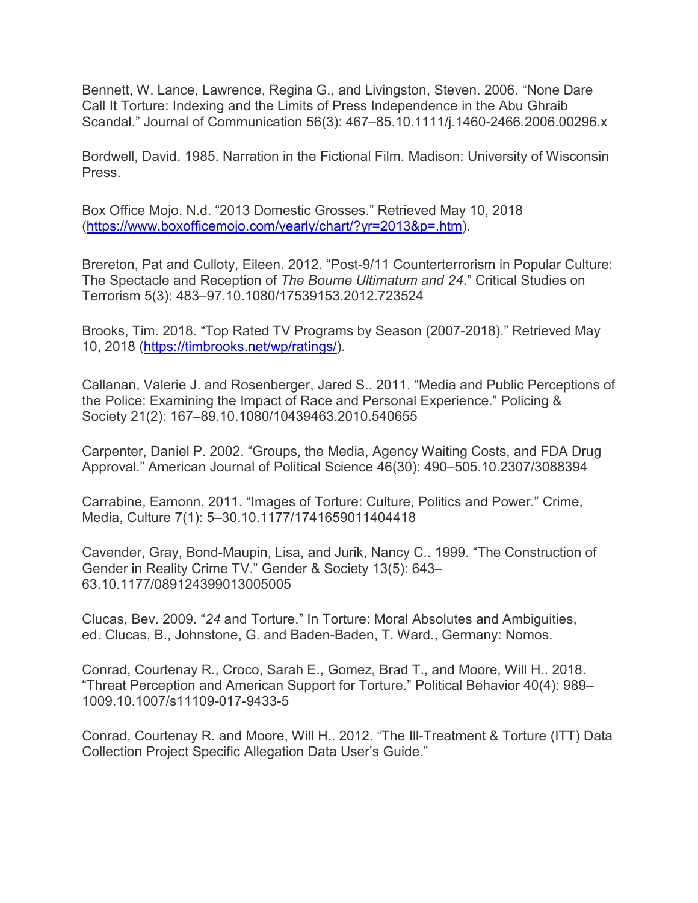Bennett, W. Lance, Lawrence, Regina G., and Livingston, Steven. 2006. "None Dare Call It Torture: Indexing and the Limits of Press Independence in the Abu Ghraib Scandal." Journal of Communication 56(3): 467–85.10.1111/j.1460-2466.2006.00296.x

Bordwell, David. 1985. Narration in the Fictional Film. Madison: University of Wisconsin Press.

Box Office Mojo. N.d. "2013 Domestic Grosses." Retrieved May 10, 2018 (https://www.boxofficemojo.com/yearly/chart/?yr=2013&p=.htm).

Brereton, Pat and Culloty, Eileen. 2012. "Post-9/11 Counterterrorism in Popular Culture: The Spectacle and Reception of *The Bourne Ultimatum and 24*." Critical Studies on Terrorism 5(3): 483–97.10.1080/17539153.2012.723524

Brooks, Tim. 2018. "Top Rated TV Programs by Season (2007-2018)." Retrieved May 10, 2018 (https://timbrooks.net/wp/ratings/).

Callanan, Valerie J. and Rosenberger, Jared S.. 2011. "Media and Public Perceptions of the Police: Examining the Impact of Race and Personal Experience." Policing & Society 21(2): 167–89.10.1080/10439463.2010.540655

Carpenter, Daniel P. 2002. "Groups, the Media, Agency Waiting Costs, and FDA Drug Approval." American Journal of Political Science 46(30): 490–505.10.2307/3088394

Carrabine, Eamonn. 2011. "Images of Torture: Culture, Politics and Power." Crime, Media, Culture 7(1): 5–30.10.1177/1741659011404418

Cavender, Gray, Bond-Maupin, Lisa, and Jurik, Nancy C.. 1999. "The Construction of Gender in Reality Crime TV." Gender & Society 13(5): 643–63.10.1177/089124399013005005

Clucas, Bev. 2009. "*24* and Torture." In Torture: Moral Absolutes and Ambiguities, ed. Clucas, B., Johnstone, G. and Baden-Baden, T. Ward., Germany: Nomos.

Conrad, Courtenay R., Croco, Sarah E., Gomez, Brad T., and Moore, Will H.. 2018. "Threat Perception and American Support for Torture." Political Behavior 40(4): 989–1009.10.1007/s11109-017-9433-5

Conrad, Courtenay R. and Moore, Will H.. 2012. "The Ill-Treatment & Torture (ITT) Data Collection Project Specific Allegation Data User's Guide."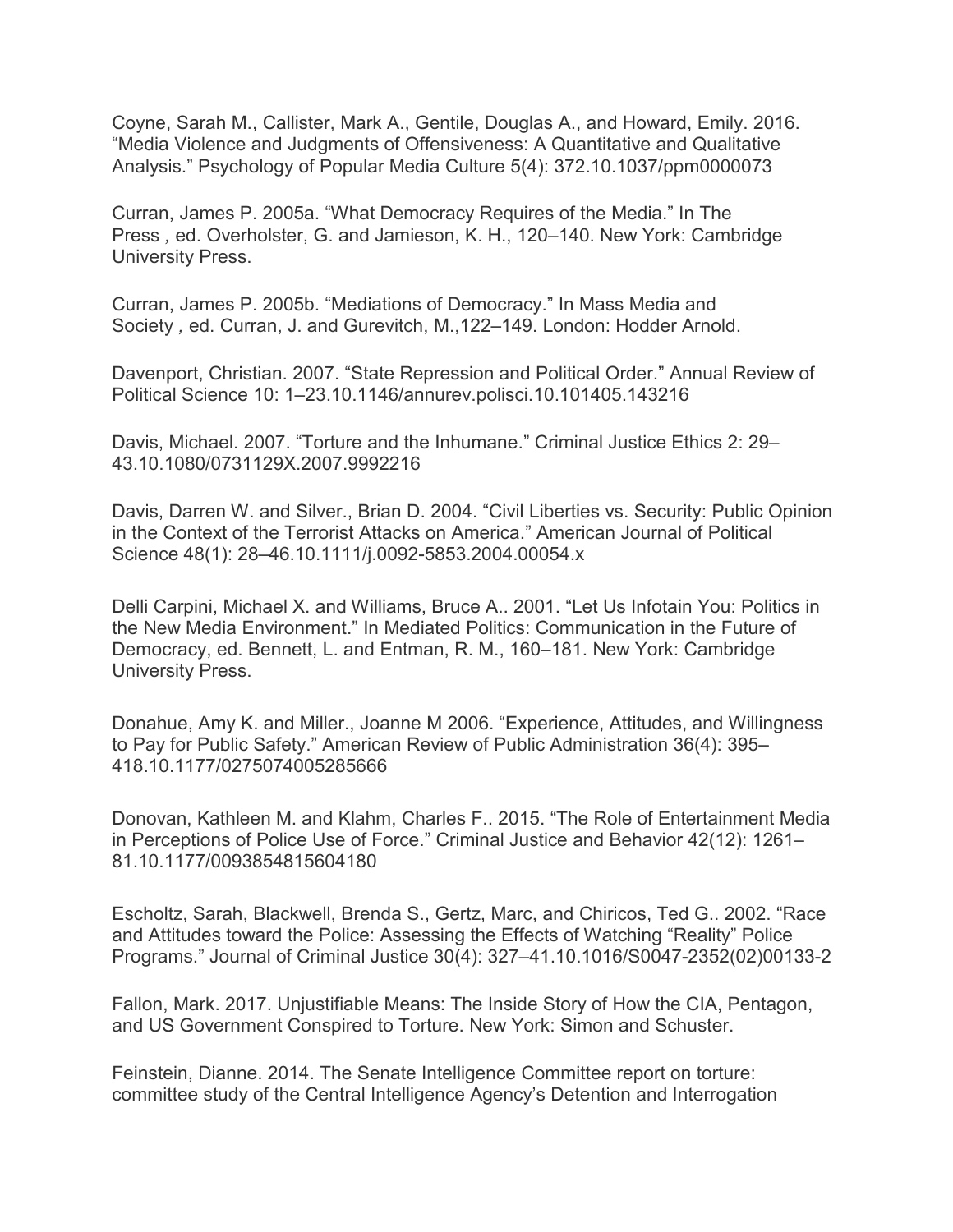Coyne, Sarah M., Callister, Mark A., Gentile, Douglas A., and Howard, Emily. 2016. “Media Violence and Judgments of Offensiveness: A Quantitative and Qualitative Analysis.” Psychology of Popular Media Culture 5(4): 372.10.1037/ppm0000073

Curran, James P. 2005a. “What Democracy Requires of the Media.” In The Press , ed. Overholster, G. and Jamieson, K. H., 120–140. New York: Cambridge University Press.

Curran, James P. 2005b. “Mediations of Democracy.” In Mass Media and Society , ed. Curran, J. and Gurevitch, M.,122–149. London: Hodder Arnold.

Davenport, Christian. 2007. “State Repression and Political Order.” Annual Review of Political Science 10: 1–23.10.1146/annurev.polisci.10.101405.143216

Davis, Michael. 2007. “Torture and the Inhumane.” Criminal Justice Ethics 2: 29–43.10.1080/0731129X.2007.9992216

Davis, Darren W. and Silver., Brian D. 2004. “Civil Liberties vs. Security: Public Opinion in the Context of the Terrorist Attacks on America.” American Journal of Political Science 48(1): 28–46.10.1111/j.0092-5853.2004.00054.x

Delli Carpini, Michael X. and Williams, Bruce A.. 2001. “Let Us Infotain You: Politics in the New Media Environment.” In Mediated Politics: Communication in the Future of Democracy, ed. Bennett, L. and Entman, R. M., 160–181. New York: Cambridge University Press.

Donahue, Amy K. and Miller., Joanne M 2006. “Experience, Attitudes, and Willingness to Pay for Public Safety.” American Review of Public Administration 36(4): 395–418.10.1177/0275074005285666

Donovan, Kathleen M. and Klahm, Charles F.. 2015. “The Role of Entertainment Media in Perceptions of Police Use of Force.” Criminal Justice and Behavior 42(12): 1261–81.10.1177/0093854815604180

Escholtz, Sarah, Blackwell, Brenda S., Gertz, Marc, and Chiricos, Ted G.. 2002. “Race and Attitudes toward the Police: Assessing the Effects of Watching “Reality” Police Programs.” Journal of Criminal Justice 30(4): 327–41.10.1016/S0047-2352(02)00133-2

Fallon, Mark. 2017. Unjustifiable Means: The Inside Story of How the CIA, Pentagon, and US Government Conspired to Torture. New York: Simon and Schuster.

Feinstein, Dianne. 2014. The Senate Intelligence Committee report on torture: committee study of the Central Intelligence Agency’s Detention and Interrogation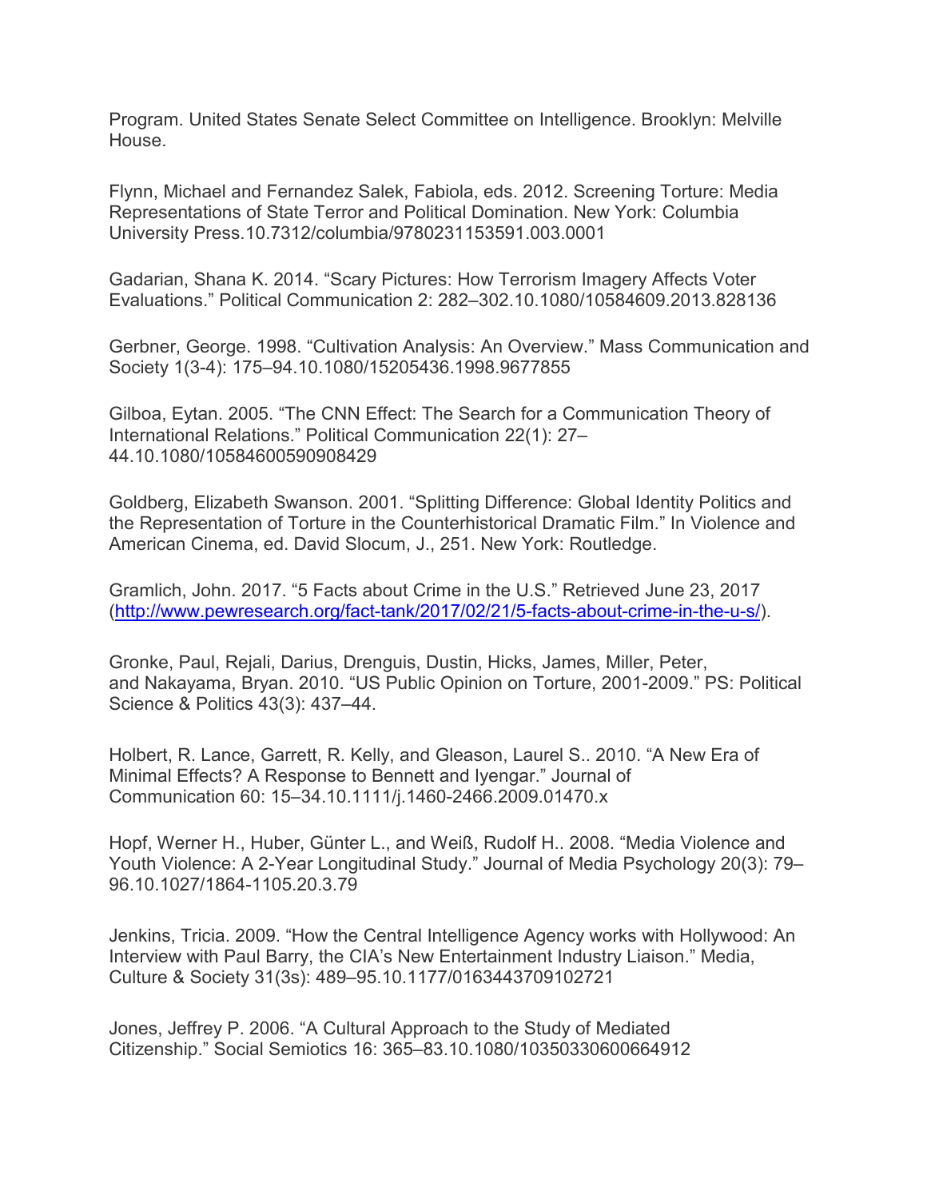Program. United States Senate Select Committee on Intelligence. Brooklyn: Melville House.

Flynn, Michael and Fernandez Salek, Fabiola, eds. 2012. Screening Torture: Media Representations of State Terror and Political Domination. New York: Columbia University Press.10.7312/columbia/9780231153591.003.0001

Gadarian, Shana K. 2014. "Scary Pictures: How Terrorism Imagery Affects Voter Evaluations." Political Communication 2: 282–302.10.1080/10584609.2013.828136

Gerbner, George. 1998. "Cultivation Analysis: An Overview." Mass Communication and Society 1(3-4): 175–94.10.1080/15205436.1998.9677855

Gilboa, Eytan. 2005. "The CNN Effect: The Search for a Communication Theory of International Relations." Political Communication 22(1): 27–44.10.1080/10584600590908429

Goldberg, Elizabeth Swanson. 2001. "Splitting Difference: Global Identity Politics and the Representation of Torture in the Counterhistorical Dramatic Film." In Violence and American Cinema, ed. David Slocum, J., 251. New York: Routledge.

Gramlich, John. 2017. "5 Facts about Crime in the U.S." Retrieved June 23, 2017 (http://www.pewresearch.org/fact-tank/2017/02/21/5-facts-about-crime-in-the-u-s/).

Gronke, Paul, Rejali, Darius, Drenguis, Dustin, Hicks, James, Miller, Peter, and Nakayama, Bryan. 2010. "US Public Opinion on Torture, 2001-2009." PS: Political Science & Politics 43(3): 437–44.

Holbert, R. Lance, Garrett, R. Kelly, and Gleason, Laurel S.. 2010. "A New Era of Minimal Effects? A Response to Bennett and Iyengar." Journal of Communication 60: 15–34.10.1111/j.1460-2466.2009.01470.x

Hopf, Werner H., Huber, Günter L., and Weiß, Rudolf H.. 2008. "Media Violence and Youth Violence: A 2-Year Longitudinal Study." Journal of Media Psychology 20(3): 79–96.10.1027/1864-1105.20.3.79

Jenkins, Tricia. 2009. "How the Central Intelligence Agency works with Hollywood: An Interview with Paul Barry, the CIA's New Entertainment Industry Liaison." Media, Culture & Society 31(3s): 489–95.10.1177/0163443709102721

Jones, Jeffrey P. 2006. "A Cultural Approach to the Study of Mediated Citizenship." Social Semiotics 16: 365–83.10.1080/10350330600664912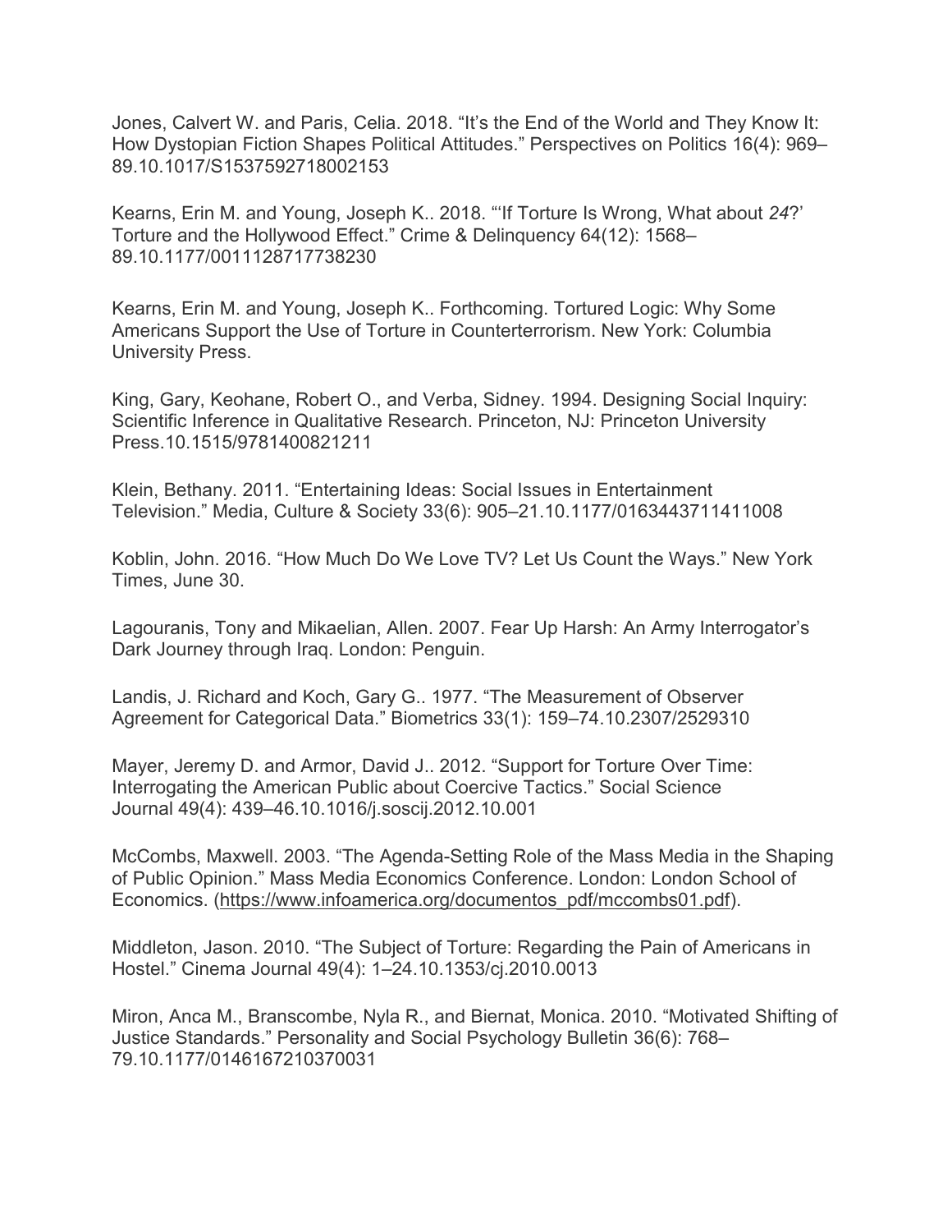Jones, Calvert W. and Paris, Celia. 2018. "It's the End of the World and They Know It: How Dystopian Fiction Shapes Political Attitudes." Perspectives on Politics 16(4): 969–89.10.1017/S1537592718002153

Kearns, Erin M. and Young, Joseph K.. 2018. "'If Torture Is Wrong, What about *24*?' Torture and the Hollywood Effect." Crime & Delinquency 64(12): 1568–89.10.1177/0011128717738230

Kearns, Erin M. and Young, Joseph K.. Forthcoming. Tortured Logic: Why Some Americans Support the Use of Torture in Counterterrorism. New York: Columbia University Press.

King, Gary, Keohane, Robert O., and Verba, Sidney. 1994. Designing Social Inquiry: Scientific Inference in Qualitative Research. Princeton, NJ: Princeton University Press.10.1515/9781400821211

Klein, Bethany. 2011. "Entertaining Ideas: Social Issues in Entertainment Television." Media, Culture & Society 33(6): 905–21.10.1177/0163443711411008

Koblin, John. 2016. "How Much Do We Love TV? Let Us Count the Ways." New York Times, June 30.

Lagouranis, Tony and Mikaelian, Allen. 2007. Fear Up Harsh: An Army Interrogator's Dark Journey through Iraq. London: Penguin.

Landis, J. Richard and Koch, Gary G.. 1977. "The Measurement of Observer Agreement for Categorical Data." Biometrics 33(1): 159–74.10.2307/2529310

Mayer, Jeremy D. and Armor, David J.. 2012. "Support for Torture Over Time: Interrogating the American Public about Coercive Tactics." Social Science Journal 49(4): 439–46.10.1016/j.soscij.2012.10.001

McCombs, Maxwell. 2003. "The Agenda-Setting Role of the Mass Media in the Shaping of Public Opinion." Mass Media Economics Conference. London: London School of Economics. (https://www.infoamerica.org/documentos_pdf/mccombs01.pdf).

Middleton, Jason. 2010. "The Subject of Torture: Regarding the Pain of Americans in Hostel." Cinema Journal 49(4): 1–24.10.1353/cj.2010.0013

Miron, Anca M., Branscombe, Nyla R., and Biernat, Monica. 2010. "Motivated Shifting of Justice Standards." Personality and Social Psychology Bulletin 36(6): 768–79.10.1177/0146167210370031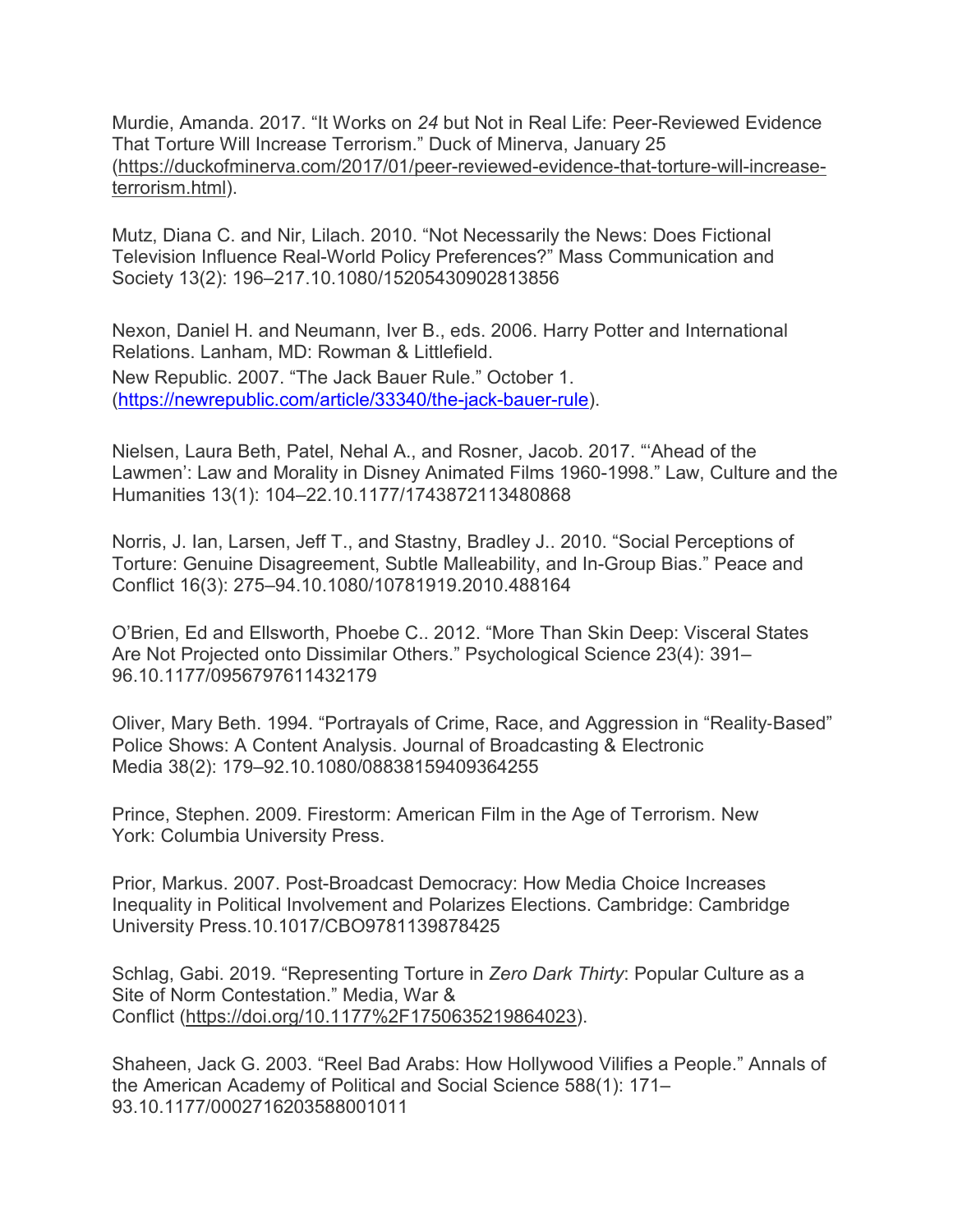Murdie, Amanda. 2017. “It Works on *24* but Not in Real Life: Peer-Reviewed Evidence That Torture Will Increase Terrorism.” Duck of Minerva, January 25 (https://duckofminerva.com/2017/01/peer-reviewed-evidence-that-torture-will-increase-terrorism.html).

Mutz, Diana C. and Nir, Lilach. 2010. “Not Necessarily the News: Does Fictional Television Influence Real-World Policy Preferences?” Mass Communication and Society 13(2): 196–217.10.1080/15205430902813856

Nexon, Daniel H. and Neumann, Iver B., eds. 2006. Harry Potter and International Relations. Lanham, MD: Rowman & Littlefield.
New Republic. 2007. “The Jack Bauer Rule.” October 1. (https://newrepublic.com/article/33340/the-jack-bauer-rule).

Nielsen, Laura Beth, Patel, Nehal A., and Rosner, Jacob. 2017. “‘Ahead of the Lawmen’: Law and Morality in Disney Animated Films 1960-1998.” Law, Culture and the Humanities 13(1): 104–22.10.1177/1743872113480868

Norris, J. Ian, Larsen, Jeff T., and Stastny, Bradley J.. 2010. “Social Perceptions of Torture: Genuine Disagreement, Subtle Malleability, and In-Group Bias.” Peace and Conflict 16(3): 275–94.10.1080/10781919.2010.488164

O’Brien, Ed and Ellsworth, Phoebe C.. 2012. “More Than Skin Deep: Visceral States Are Not Projected onto Dissimilar Others.” Psychological Science 23(4): 391–96.10.1177/0956797611432179

Oliver, Mary Beth. 1994. “Portrayals of Crime, Race, and Aggression in “Reality-Based” Police Shows: A Content Analysis. Journal of Broadcasting & Electronic Media 38(2): 179–92.10.1080/08838159409364255

Prince, Stephen. 2009. Firestorm: American Film in the Age of Terrorism. New York: Columbia University Press.

Prior, Markus. 2007. Post-Broadcast Democracy: How Media Choice Increases Inequality in Political Involvement and Polarizes Elections. Cambridge: Cambridge University Press.10.1017/CBO9781139878425

Schlag, Gabi. 2019. “Representing Torture in *Zero Dark Thirty*: Popular Culture as a Site of Norm Contestation.” Media, War & Conflict (https://doi.org/10.1177%2F1750635219864023).

Shaheen, Jack G. 2003. “Reel Bad Arabs: How Hollywood Vilifies a People.” Annals of the American Academy of Political and Social Science 588(1): 171–93.10.1177/0002716203588001011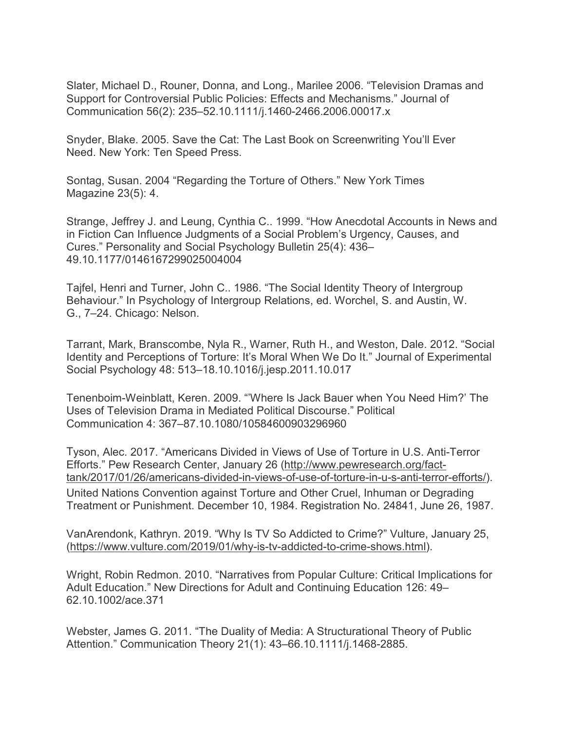Slater, Michael D., Rouner, Donna, and Long., Marilee 2006. “Television Dramas and Support for Controversial Public Policies: Effects and Mechanisms.” Journal of Communication 56(2): 235–52.10.1111/j.1460-2466.2006.00017.x

Snyder, Blake. 2005. Save the Cat: The Last Book on Screenwriting You’ll Ever Need. New York: Ten Speed Press.

Sontag, Susan. 2004 “Regarding the Torture of Others.” New York Times Magazine 23(5): 4.

Strange, Jeffrey J. and Leung, Cynthia C.. 1999. “How Anecdotal Accounts in News and in Fiction Can Influence Judgments of a Social Problem’s Urgency, Causes, and Cures.” Personality and Social Psychology Bulletin 25(4): 436–49.10.1177/0146167299025004004

Tajfel, Henri and Turner, John C.. 1986. “The Social Identity Theory of Intergroup Behaviour.” In Psychology of Intergroup Relations, ed. Worchel, S. and Austin, W. G., 7–24. Chicago: Nelson.

Tarrant, Mark, Branscombe, Nyla R., Warner, Ruth H., and Weston, Dale. 2012. “Social Identity and Perceptions of Torture: It’s Moral When We Do It.” Journal of Experimental Social Psychology 48: 513–18.10.1016/j.jesp.2011.10.017

Tenenboim-Weinblatt, Keren. 2009. “‘Where Is Jack Bauer when You Need Him?’ The Uses of Television Drama in Mediated Political Discourse.” Political Communication 4: 367–87.10.1080/10584600903296960

Tyson, Alec. 2017. “Americans Divided in Views of Use of Torture in U.S. Anti-Terror Efforts.” Pew Research Center, January 26 (http://www.pewresearch.org/fact-tank/2017/01/26/americans-divided-in-views-of-use-of-torture-in-u-s-anti-terror-efforts/).

United Nations Convention against Torture and Other Cruel, Inhuman or Degrading Treatment or Punishment. December 10, 1984. Registration No. 24841, June 26, 1987.

VanArendonk, Kathryn. 2019. “Why Is TV So Addicted to Crime?” Vulture, January 25, (https://www.vulture.com/2019/01/why-is-tv-addicted-to-crime-shows.html).

Wright, Robin Redmon. 2010. “Narratives from Popular Culture: Critical Implications for Adult Education.” New Directions for Adult and Continuing Education 126: 49–62.10.1002/ace.371

Webster, James G. 2011. “The Duality of Media: A Structurational Theory of Public Attention.” Communication Theory 21(1): 43–66.10.1111/j.1468-2885.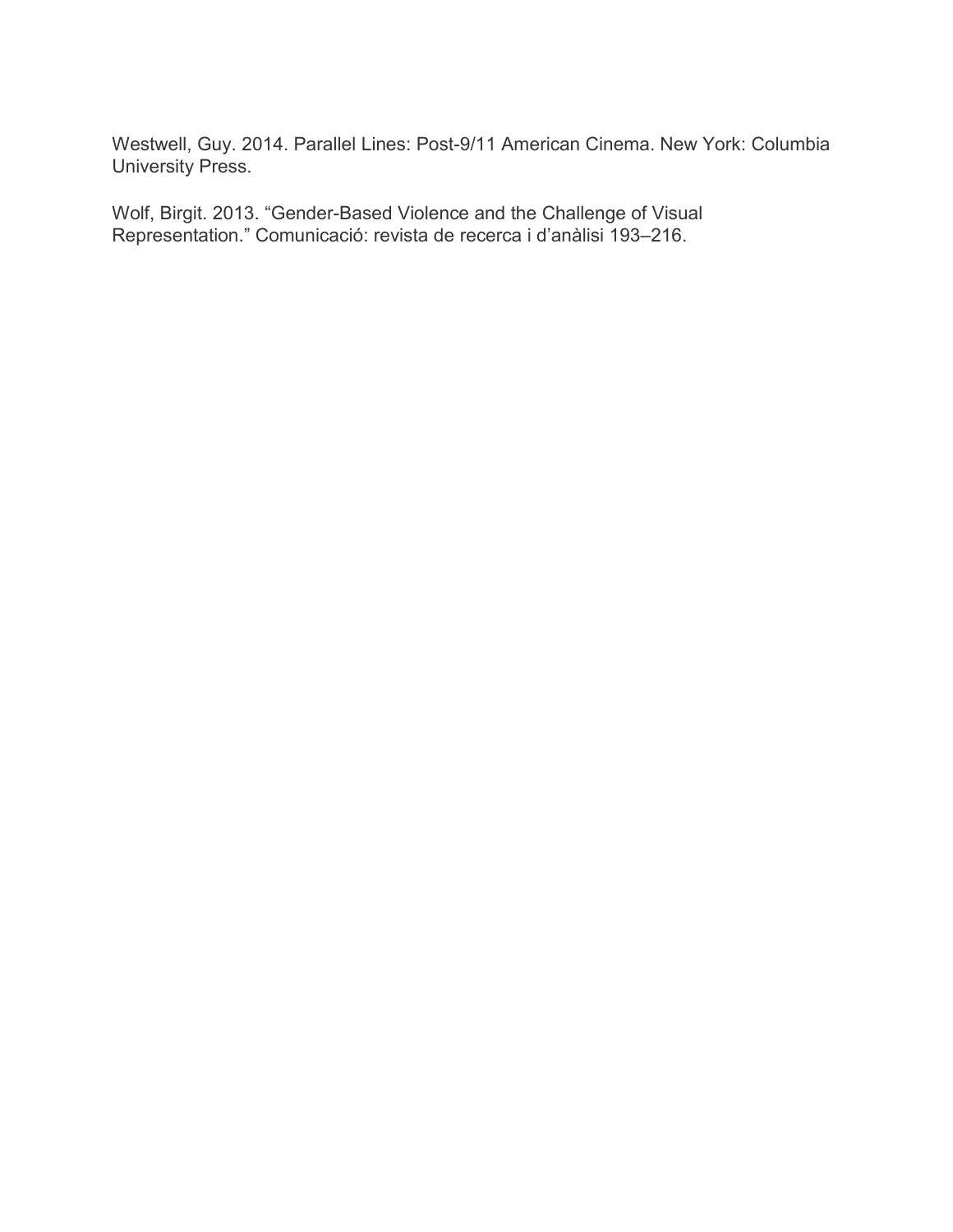Westwell, Guy. 2014. Parallel Lines: Post-9/11 American Cinema. New York: Columbia University Press.

Wolf, Birgit. 2013. “Gender-Based Violence and the Challenge of Visual Representation.” Comunicació: revista de recerca i d’anàlisi 193–216.